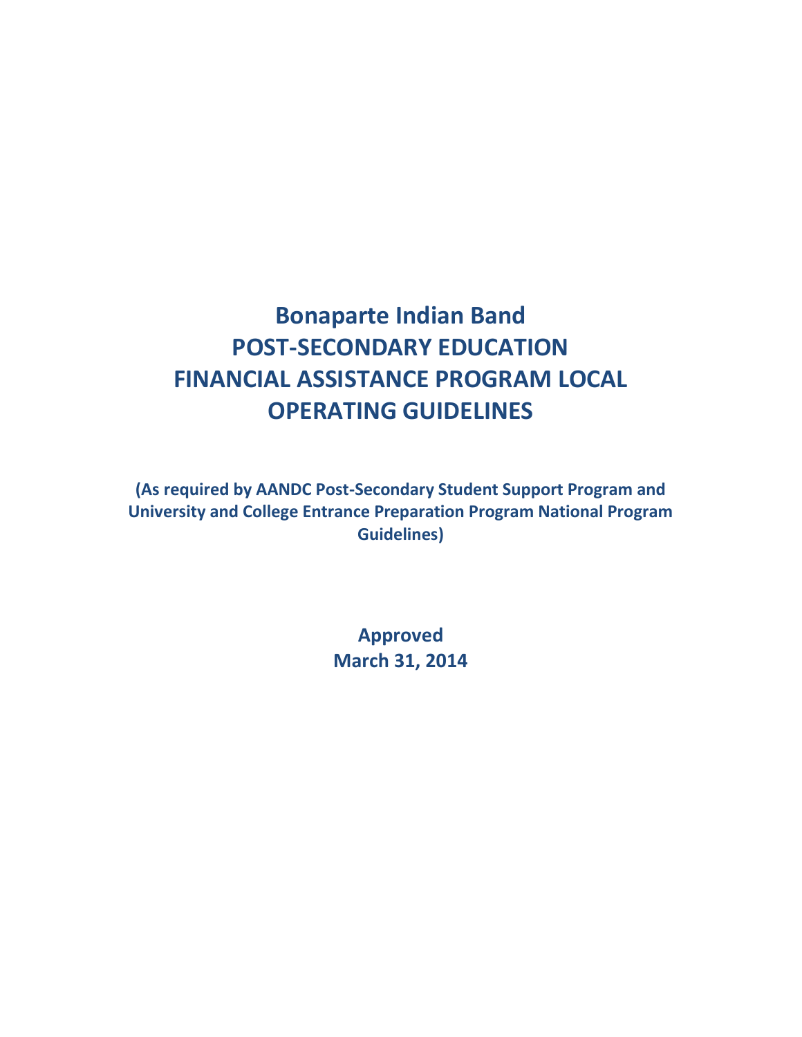# Bonaparte Indian Band
# POST-SECONDARY EDUCATION
# FINANCIAL ASSISTANCE PROGRAM LOCAL OPERATING GUIDELINES

**(As required by AANDC Post-Secondary Student Support Program and University and College Entrance Preparation Program National Program Guidelines)**

**Approved**
**March 31, 2014**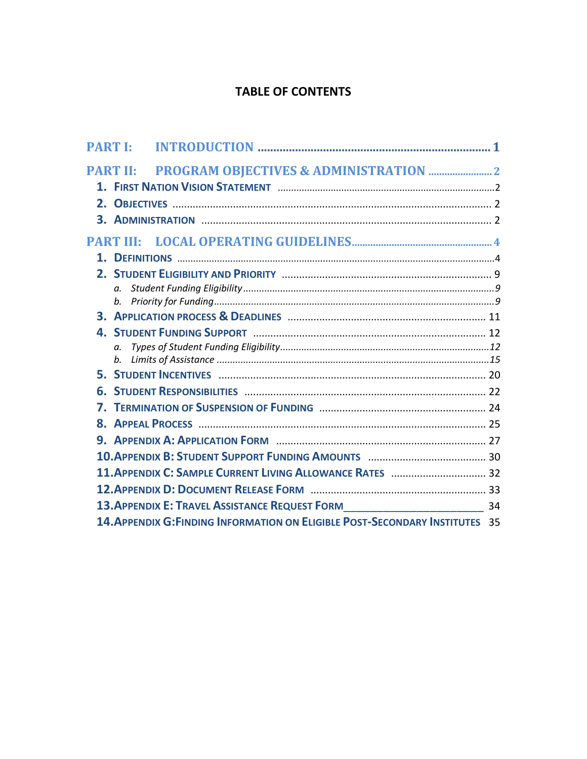# TABLE OF CONTENTS

**PART I: INTRODUCTION** ........................................................................ 1

**PART II: PROGRAM OBJECTIVES & ADMINISTRATION** ........................ 2

1. **FIRST NATION VISION STATEMENT** ........................................................ 2
2. **OBJECTIVES** ........................................................................................ 2
3. **ADMINISTRATION** ................................................................................. 2

**PART III: LOCAL OPERATING GUIDELINES** ............................................. 4

1. **DEFINITIONS** ....................................................................................... 4
2. **STUDENT ELIGIBILITY AND PRIORITY** .................................................. 9
   a. *Student Funding Eligibility* ................................................................. *9*
   b. *Priority for Funding* ........................................................................... *9*
3. **APPLICATION PROCESS & DEADLINES** ................................................. 11
4. **STUDENT FUNDING SUPPORT** ............................................................... 12
   a. *Types of Student Funding Eligibility* ................................................... *12*
   b. *Limits of Assistance* ........................................................................... *15*
5. **STUDENT INCENTIVES** .......................................................................... 20
6. **STUDENT RESPONSIBILITIES** ................................................................ 22
7. **TERMINATION OF SUSPENSION OF FUNDING** ........................................ 24
8. **APPEAL PROCESS** ................................................................................. 25
9. **APPENDIX A: APPLICATION FORM** ........................................................ 27
10. **APPENDIX B: STUDENT SUPPORT FUNDING AMOUNTS** ............................ 30
11. **APPENDIX C: SAMPLE CURRENT LIVING ALLOWANCE RATES** .................. 32
12. **APPENDIX D: DOCUMENT RELEASE FORM** ............................................ 33
13. **APPENDIX E: TRAVEL ASSISTANCE REQUEST FORM**________________________ 34
14. **APPENDIX G:FINDING INFORMATION ON ELIGIBLE POST-SECONDARY INSTITUTES** 35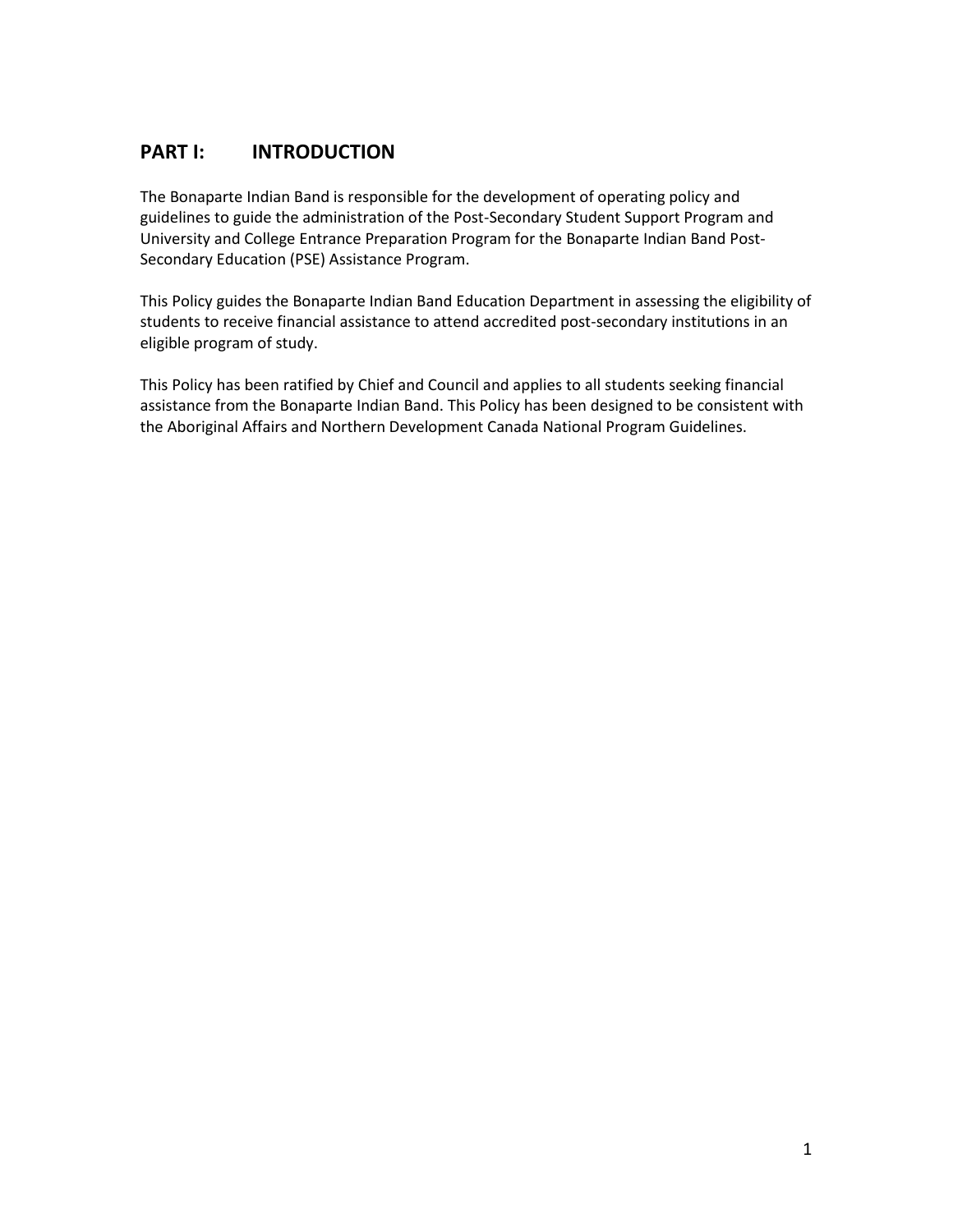## PART I: INTRODUCTION

The Bonaparte Indian Band is responsible for the development of operating policy and guidelines to guide the administration of the Post-Secondary Student Support Program and University and College Entrance Preparation Program for the Bonaparte Indian Band Post-Secondary Education (PSE) Assistance Program.

This Policy guides the Bonaparte Indian Band Education Department in assessing the eligibility of students to receive financial assistance to attend accredited post-secondary institutions in an eligible program of study.

This Policy has been ratified by Chief and Council and applies to all students seeking financial assistance from the Bonaparte Indian Band. This Policy has been designed to be consistent with the Aboriginal Affairs and Northern Development Canada National Program Guidelines.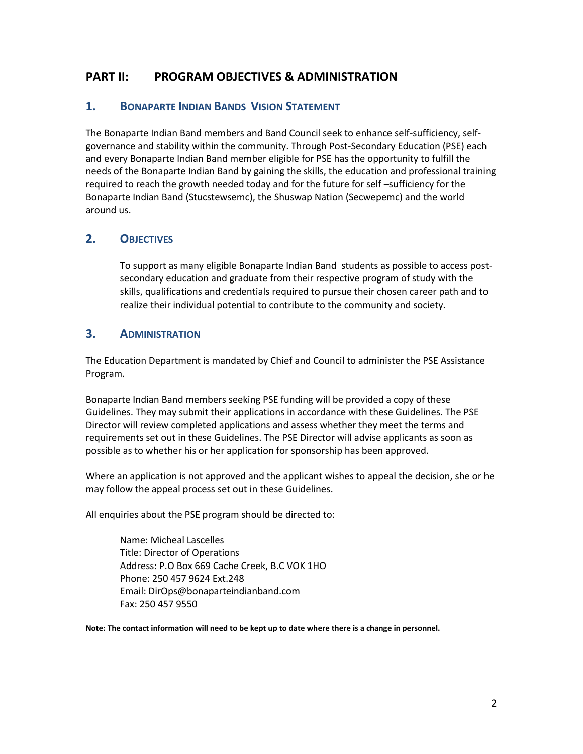# PART II: PROGRAM OBJECTIVES & ADMINISTRATION

## 1. BONAPARTE INDIAN BANDS VISION STATEMENT

The Bonaparte Indian Band members and Band Council seek to enhance self-sufficiency, self-governance and stability within the community. Through Post-Secondary Education (PSE) each and every Bonaparte Indian Band member eligible for PSE has the opportunity to fulfill the needs of the Bonaparte Indian Band by gaining the skills, the education and professional training required to reach the growth needed today and for the future for self –sufficiency for the Bonaparte Indian Band (Stucstewsemc), the Shuswap Nation (Secwepemc) and the world around us.

## 2. OBJECTIVES

To support as many eligible Bonaparte Indian Band students as possible to access post-secondary education and graduate from their respective program of study with the skills, qualifications and credentials required to pursue their chosen career path and to realize their individual potential to contribute to the community and society.

## 3. ADMINISTRATION

The Education Department is mandated by Chief and Council to administer the PSE Assistance Program.

Bonaparte Indian Band members seeking PSE funding will be provided a copy of these Guidelines. They may submit their applications in accordance with these Guidelines. The PSE Director will review completed applications and assess whether they meet the terms and requirements set out in these Guidelines. The PSE Director will advise applicants as soon as possible as to whether his or her application for sponsorship has been approved.

Where an application is not approved and the applicant wishes to appeal the decision, she or he may follow the appeal process set out in these Guidelines.

All enquiries about the PSE program should be directed to:

Name: Micheal Lascelles
Title: Director of Operations
Address: P.O Box 669 Cache Creek, B.C VOK 1HO
Phone: 250 457 9624 Ext.248
Email: DirOps@bonaparteindianband.com
Fax: 250 457 9550

**Note: The contact information will need to be kept up to date where there is a change in personnel.**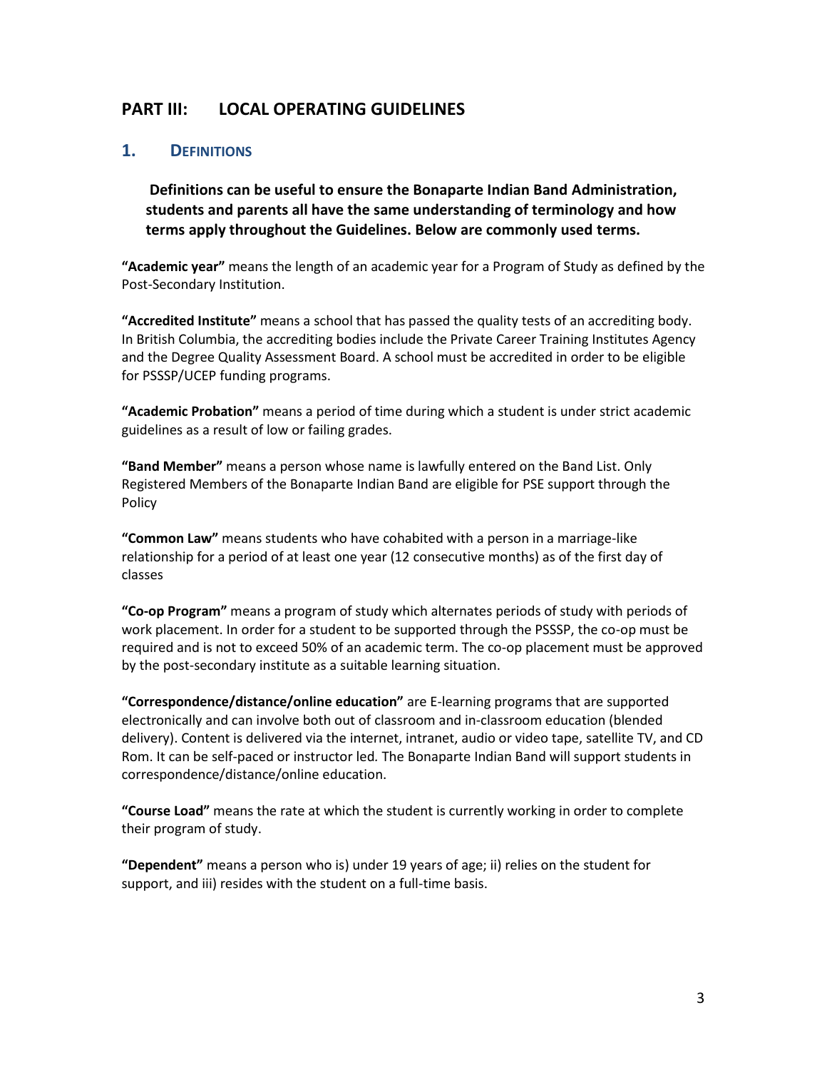## PART III: LOCAL OPERATING GUIDELINES

### 1. DEFINITIONS

**Definitions can be useful to ensure the Bonaparte Indian Band Administration, students and parents all have the same understanding of terminology and how terms apply throughout the Guidelines. Below are commonly used terms.**

**"Academic year"** means the length of an academic year for a Program of Study as defined by the Post-Secondary Institution.

**"Accredited Institute"** means a school that has passed the quality tests of an accrediting body. In British Columbia, the accrediting bodies include the Private Career Training Institutes Agency and the Degree Quality Assessment Board. A school must be accredited in order to be eligible for PSSSP/UCEP funding programs.

**"Academic Probation"** means a period of time during which a student is under strict academic guidelines as a result of low or failing grades.

**"Band Member"** means a person whose name is lawfully entered on the Band List. Only Registered Members of the Bonaparte Indian Band are eligible for PSE support through the Policy

**"Common Law"** means students who have cohabited with a person in a marriage-like relationship for a period of at least one year (12 consecutive months) as of the first day of classes

**"Co-op Program"** means a program of study which alternates periods of study with periods of work placement. In order for a student to be supported through the PSSSP, the co-op must be required and is not to exceed 50% of an academic term. The co-op placement must be approved by the post-secondary institute as a suitable learning situation.

**"Correspondence/distance/online education"** are E-learning programs that are supported electronically and can involve both out of classroom and in-classroom education (blended delivery). Content is delivered via the internet, intranet, audio or video tape, satellite TV, and CD Rom. It can be self-paced or instructor led. The Bonaparte Indian Band will support students in correspondence/distance/online education.

**"Course Load"** means the rate at which the student is currently working in order to complete their program of study.

**"Dependent"** means a person who is) under 19 years of age; ii) relies on the student for support, and iii) resides with the student on a full-time basis.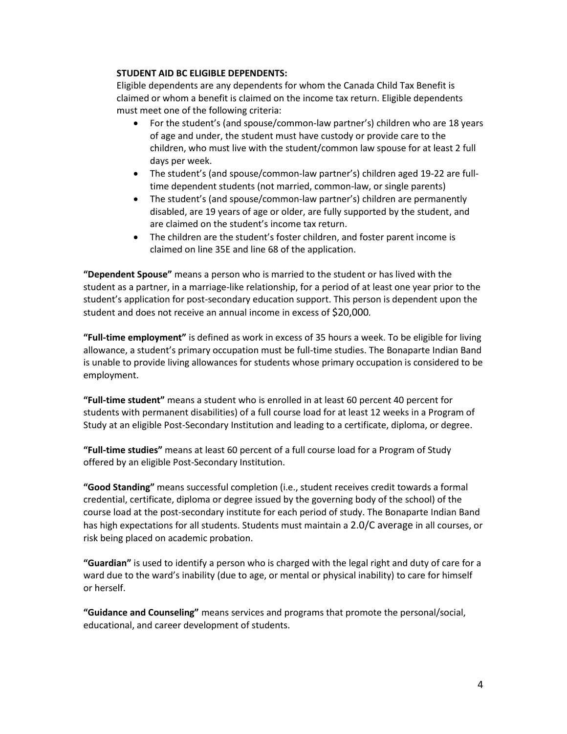**STUDENT AID BC ELIGIBLE DEPENDENTS:**

Eligible dependents are any dependents for whom the Canada Child Tax Benefit is claimed or whom a benefit is claimed on the income tax return. Eligible dependents must meet one of the following criteria:

- For the student's (and spouse/common-law partner's) children who are 18 years of age and under, the student must have custody or provide care to the children, who must live with the student/common law spouse for at least 2 full days per week.
- The student's (and spouse/common-law partner's) children aged 19-22 are full-time dependent students (not married, common-law, or single parents)
- The student's (and spouse/common-law partner's) children are permanently disabled, are 19 years of age or older, are fully supported by the student, and are claimed on the student's income tax return.
- The children are the student's foster children, and foster parent income is claimed on line 35E and line 68 of the application.

**"Dependent Spouse"** means a person who is married to the student or has lived with the student as a partner, in a marriage-like relationship, for a period of at least one year prior to the student's application for post-secondary education support. This person is dependent upon the student and does not receive an annual income in excess of $20,000.

**"Full-time employment"** is defined as work in excess of 35 hours a week. To be eligible for living allowance, a student's primary occupation must be full-time studies. The Bonaparte Indian Band is unable to provide living allowances for students whose primary occupation is considered to be employment.

**"Full-time student"** means a student who is enrolled in at least 60 percent 40 percent for students with permanent disabilities) of a full course load for at least 12 weeks in a Program of Study at an eligible Post-Secondary Institution and leading to a certificate, diploma, or degree.

**"Full-time studies"** means at least 60 percent of a full course load for a Program of Study offered by an eligible Post-Secondary Institution.

**"Good Standing"** means successful completion (i.e., student receives credit towards a formal credential, certificate, diploma or degree issued by the governing body of the school) of the course load at the post-secondary institute for each period of study. The Bonaparte Indian Band has high expectations for all students. Students must maintain a 2.0/C average in all courses, or risk being placed on academic probation.

**"Guardian"** is used to identify a person who is charged with the legal right and duty of care for a ward due to the ward's inability (due to age, or mental or physical inability) to care for himself or herself.

**"Guidance and Counseling"** means services and programs that promote the personal/social, educational, and career development of students.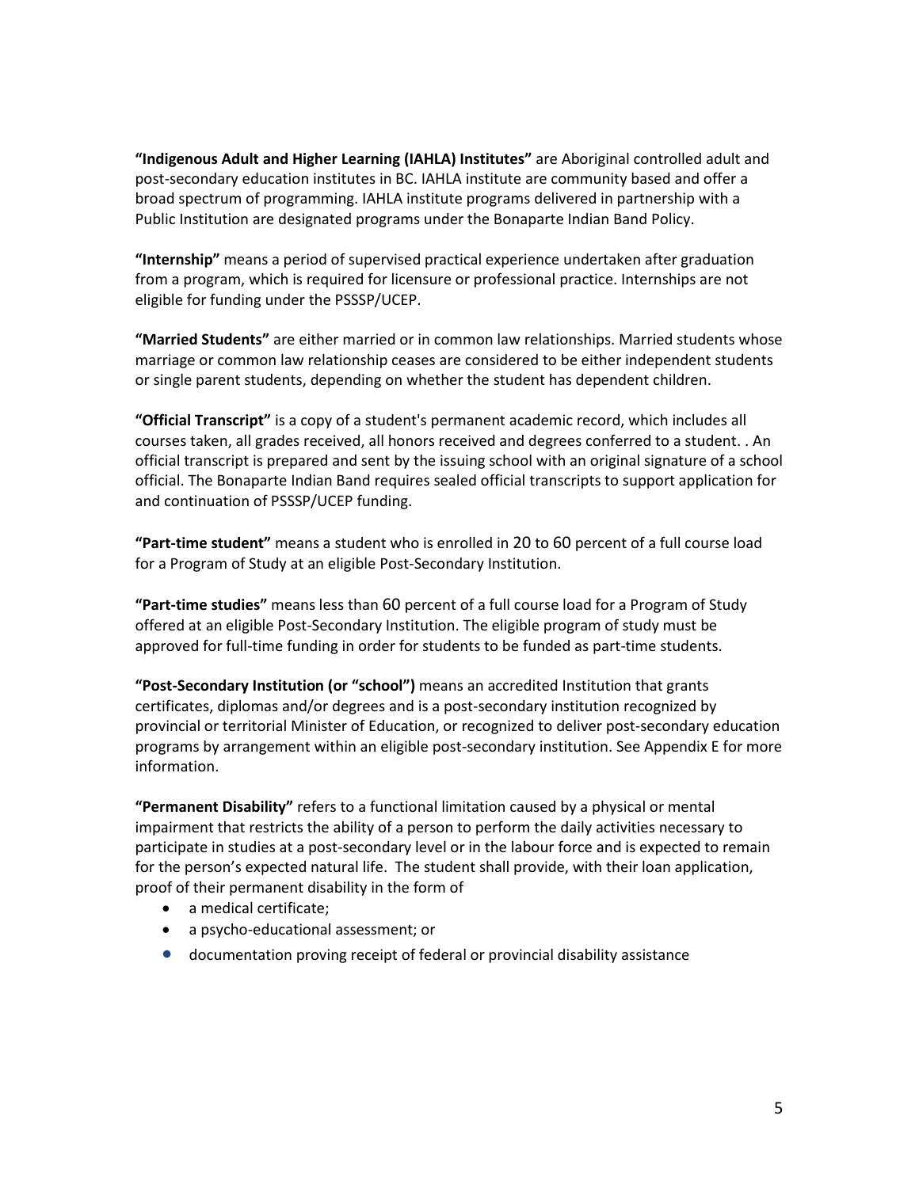**“Indigenous Adult and Higher Learning (IAHLA) Institutes”** are Aboriginal controlled adult and post-secondary education institutes in BC. IAHLA institute are community based and offer a broad spectrum of programming. IAHLA institute programs delivered in partnership with a Public Institution are designated programs under the Bonaparte Indian Band Policy.

**“Internship”** means a period of supervised practical experience undertaken after graduation from a program, which is required for licensure or professional practice. Internships are not eligible for funding under the PSSSP/UCEP.

**“Married Students”** are either married or in common law relationships. Married students whose marriage or common law relationship ceases are considered to be either independent students or single parent students, depending on whether the student has dependent children.

**“Official Transcript”** is a copy of a student's permanent academic record, which includes all courses taken, all grades received, all honors received and degrees conferred to a student. . An official transcript is prepared and sent by the issuing school with an original signature of a school official. The Bonaparte Indian Band requires sealed official transcripts to support application for and continuation of PSSSP/UCEP funding.

**“Part-time student”** means a student who is enrolled in 20 to 60 percent of a full course load for a Program of Study at an eligible Post-Secondary Institution.

**“Part-time studies”** means less than 60 percent of a full course load for a Program of Study offered at an eligible Post-Secondary Institution. The eligible program of study must be approved for full-time funding in order for students to be funded as part-time students.

**“Post-Secondary Institution (or “school”)** means an accredited Institution that grants certificates, diplomas and/or degrees and is a post-secondary institution recognized by provincial or territorial Minister of Education, or recognized to deliver post-secondary education programs by arrangement within an eligible post-secondary institution. See Appendix E for more information.

**“Permanent Disability”** refers to a functional limitation caused by a physical or mental impairment that restricts the ability of a person to perform the daily activities necessary to participate in studies at a post-secondary level or in the labour force and is expected to remain for the person’s expected natural life. The student shall provide, with their loan application, proof of their permanent disability in the form of

- a medical certificate;
- a psycho-educational assessment; or
- documentation proving receipt of federal or provincial disability assistance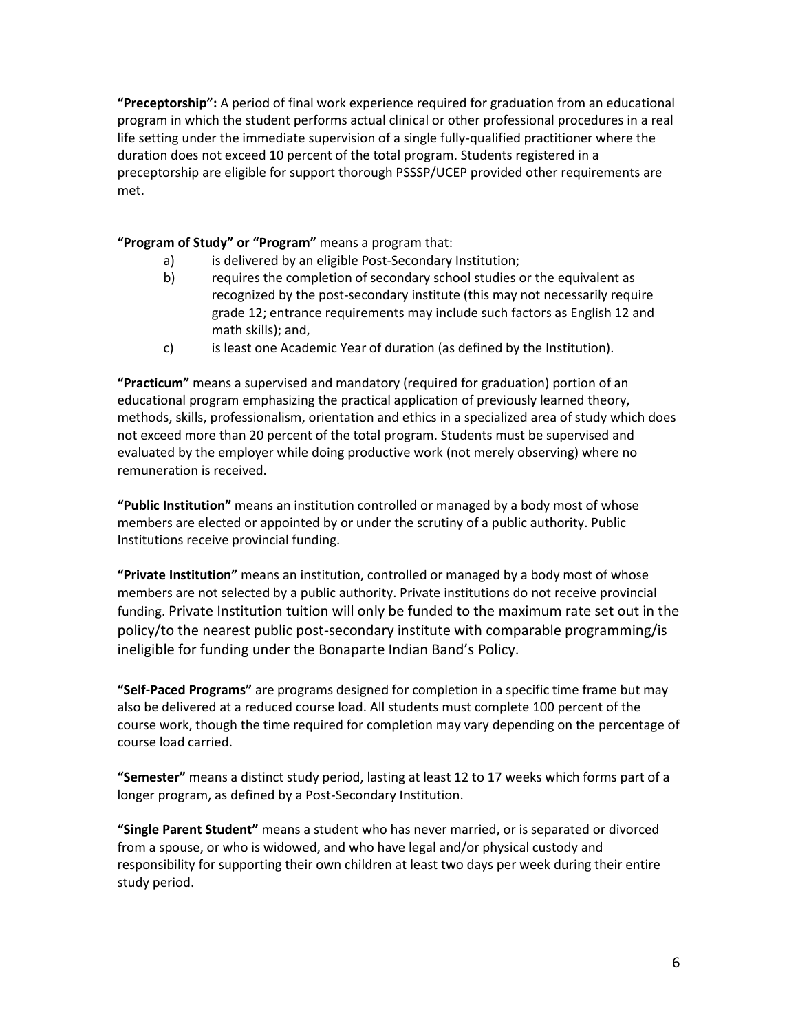**"Preceptorship":** A period of final work experience required for graduation from an educational program in which the student performs actual clinical or other professional procedures in a real life setting under the immediate supervision of a single fully-qualified practitioner where the duration does not exceed 10 percent of the total program. Students registered in a preceptorship are eligible for support thorough PSSSP/UCEP provided other requirements are met.

**"Program of Study" or "Program"** means a program that:

a) is delivered by an eligible Post-Secondary Institution;

b) requires the completion of secondary school studies or the equivalent as recognized by the post-secondary institute (this may not necessarily require grade 12; entrance requirements may include such factors as English 12 and math skills); and,

c) is least one Academic Year of duration (as defined by the Institution).

**"Practicum"** means a supervised and mandatory (required for graduation) portion of an educational program emphasizing the practical application of previously learned theory, methods, skills, professionalism, orientation and ethics in a specialized area of study which does not exceed more than 20 percent of the total program. Students must be supervised and evaluated by the employer while doing productive work (not merely observing) where no remuneration is received.

**"Public Institution"** means an institution controlled or managed by a body most of whose members are elected or appointed by or under the scrutiny of a public authority. Public Institutions receive provincial funding.

**"Private Institution"** means an institution, controlled or managed by a body most of whose members are not selected by a public authority. Private institutions do not receive provincial funding. Private Institution tuition will only be funded to the maximum rate set out in the policy/to the nearest public post-secondary institute with comparable programming/is ineligible for funding under the Bonaparte Indian Band's Policy.

**"Self-Paced Programs"** are programs designed for completion in a specific time frame but may also be delivered at a reduced course load. All students must complete 100 percent of the course work, though the time required for completion may vary depending on the percentage of course load carried.

**"Semester"** means a distinct study period, lasting at least 12 to 17 weeks which forms part of a longer program, as defined by a Post-Secondary Institution.

**"Single Parent Student"** means a student who has never married, or is separated or divorced from a spouse, or who is widowed, and who have legal and/or physical custody and responsibility for supporting their own children at least two days per week during their entire study period.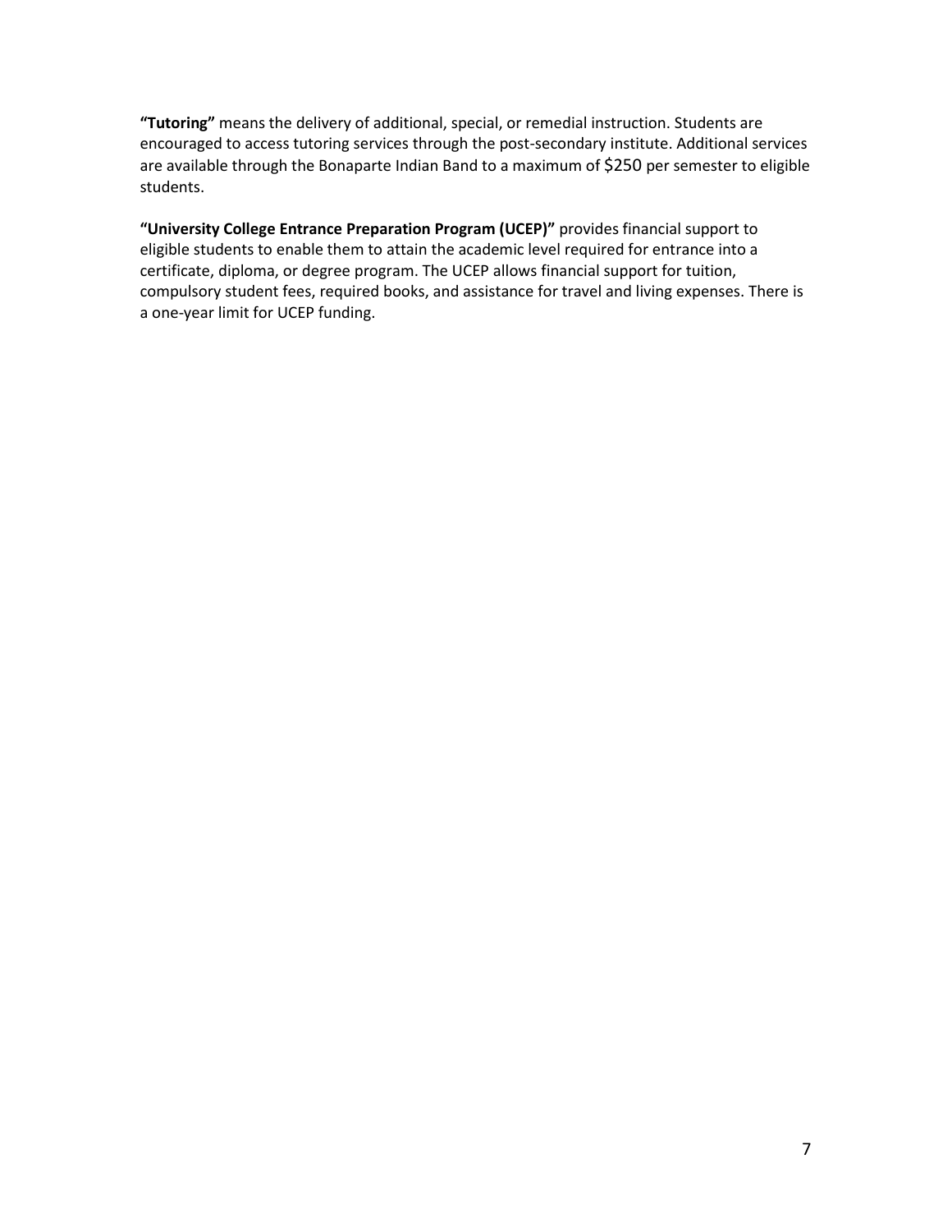**"Tutoring"** means the delivery of additional, special, or remedial instruction. Students are encouraged to access tutoring services through the post-secondary institute. Additional services are available through the Bonaparte Indian Band to a maximum of $250 per semester to eligible students.

**"University College Entrance Preparation Program (UCEP)"** provides financial support to eligible students to enable them to attain the academic level required for entrance into a certificate, diploma, or degree program. The UCEP allows financial support for tuition, compulsory student fees, required books, and assistance for travel and living expenses. There is a one-year limit for UCEP funding.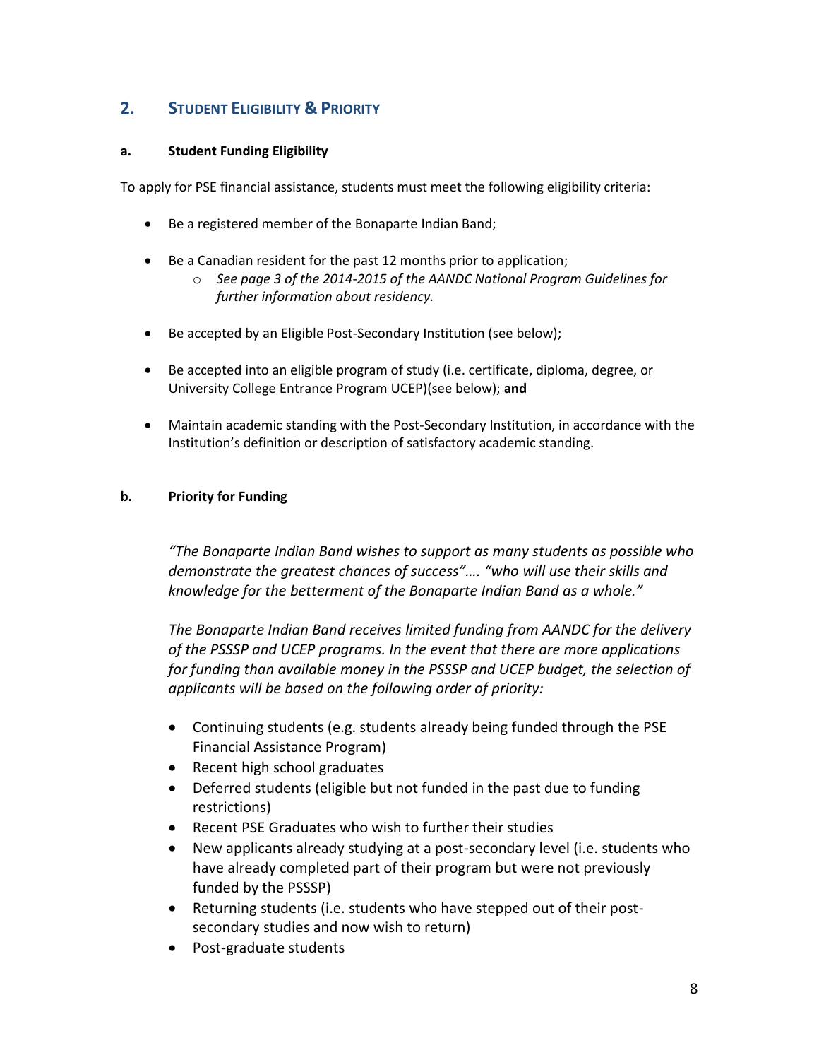## 2. Student Eligibility & Priority

### a. Student Funding Eligibility

To apply for PSE financial assistance, students must meet the following eligibility criteria:

- Be a registered member of the Bonaparte Indian Band;
- Be a Canadian resident for the past 12 months prior to application;
  - *See page 3 of the 2014-2015 of the AANDC National Program Guidelines for further information about residency.*
- Be accepted by an Eligible Post-Secondary Institution (see below);
- Be accepted into an eligible program of study (i.e. certificate, diploma, degree, or University College Entrance Program UCEP)(see below); **and**
- Maintain academic standing with the Post-Secondary Institution, in accordance with the Institution's definition or description of satisfactory academic standing.

### b. Priority for Funding

> *"The Bonaparte Indian Band wishes to support as many students as possible who demonstrate the greatest chances of success"…. "who will use their skills and knowledge for the betterment of the Bonaparte Indian Band as a whole."*
>
> *The Bonaparte Indian Band receives limited funding from AANDC for the delivery of the PSSSP and UCEP programs. In the event that there are more applications for funding than available money in the PSSSP and UCEP budget, the selection of applicants will be based on the following order of priority:*

- Continuing students (e.g. students already being funded through the PSE Financial Assistance Program)
- Recent high school graduates
- Deferred students (eligible but not funded in the past due to funding restrictions)
- Recent PSE Graduates who wish to further their studies
- New applicants already studying at a post-secondary level (i.e. students who have already completed part of their program but were not previously funded by the PSSSP)
- Returning students (i.e. students who have stepped out of their post-secondary studies and now wish to return)
- Post-graduate students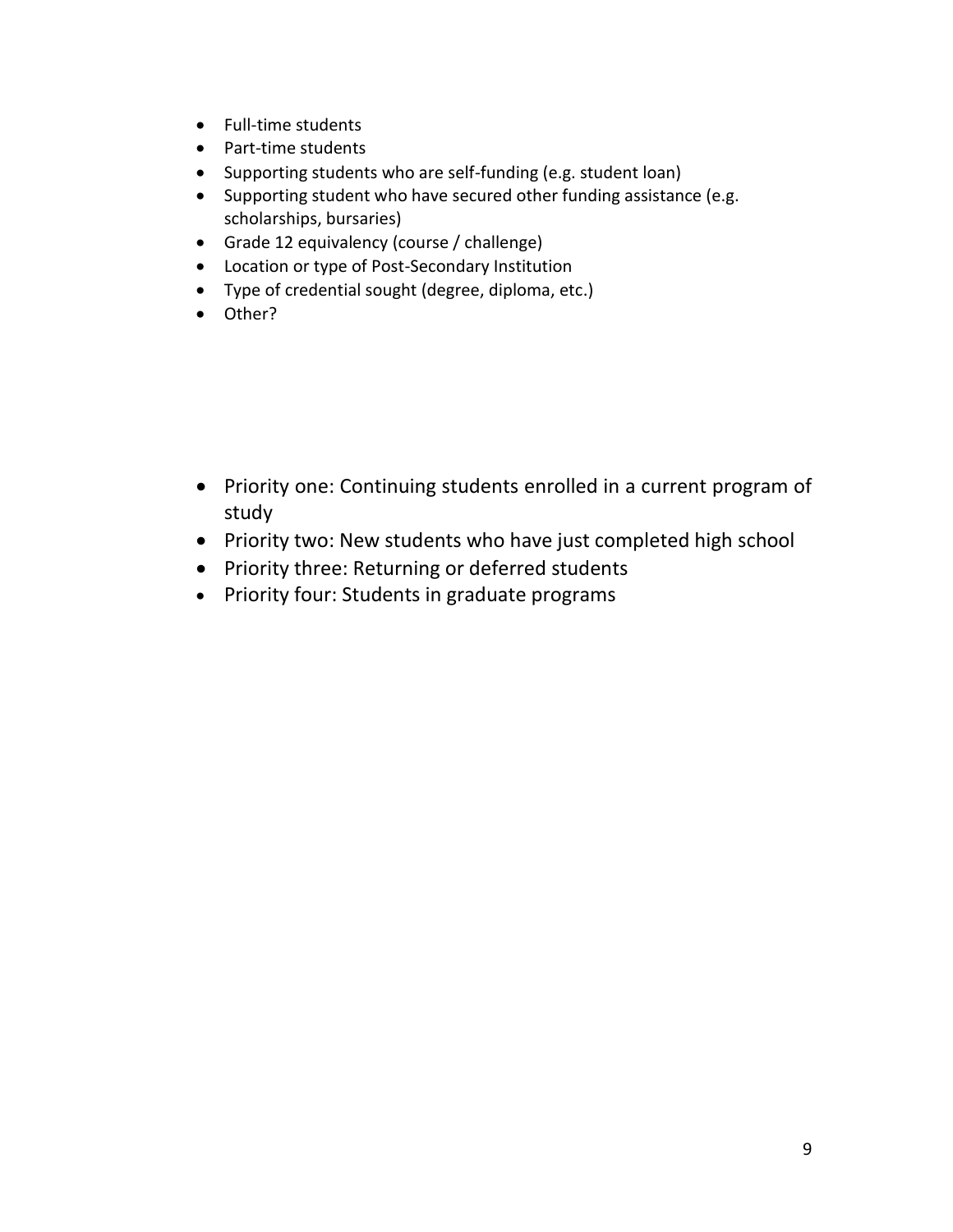- Full-time students
- Part-time students
- Supporting students who are self-funding (e.g. student loan)
- Supporting student who have secured other funding assistance (e.g. scholarships, bursaries)
- Grade 12 equivalency (course / challenge)
- Location or type of Post-Secondary Institution
- Type of credential sought (degree, diploma, etc.)
- Other?

- Priority one: Continuing students enrolled in a current program of study
- Priority two: New students who have just completed high school
- Priority three: Returning or deferred students
- Priority four: Students in graduate programs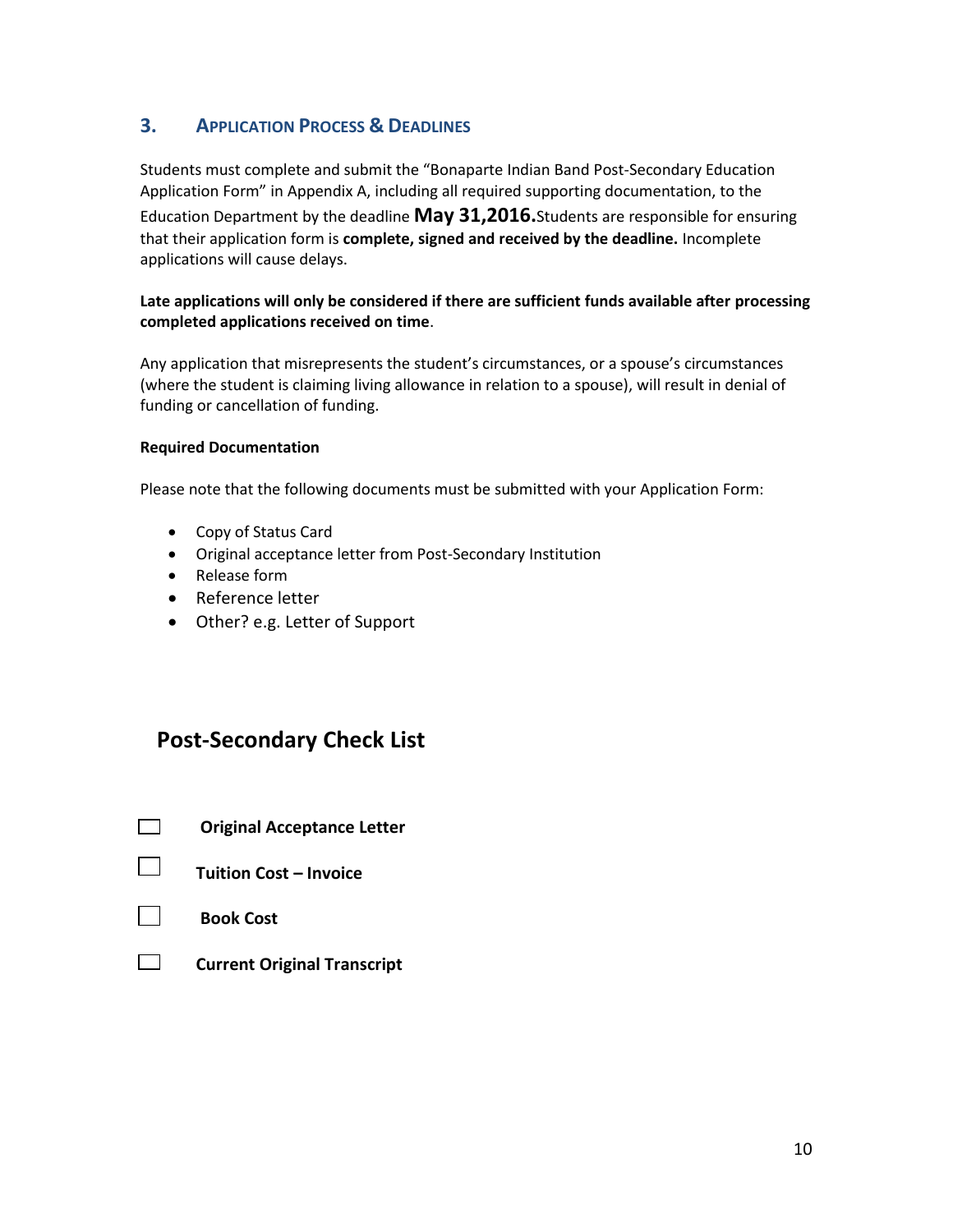## 3. Application Process & Deadlines

Students must complete and submit the "Bonaparte Indian Band Post-Secondary Education Application Form" in Appendix A, including all required supporting documentation, to the Education Department by the deadline **May 31,2016.** Students are responsible for ensuring that their application form is **complete, signed and received by the deadline.** Incomplete applications will cause delays.

**Late applications will only be considered if there are sufficient funds available after processing completed applications received on time**.

Any application that misrepresents the student's circumstances, or a spouse's circumstances (where the student is claiming living allowance in relation to a spouse), will result in denial of funding or cancellation of funding.

**Required Documentation**

Please note that the following documents must be submitted with your Application Form:

- Copy of Status Card
- Original acceptance letter from Post-Secondary Institution
- Release form
- Reference letter
- Other? e.g. Letter of Support

## Post-Secondary Check List

- ☐ **Original Acceptance Letter**
- ☐ **Tuition Cost – Invoice**
- ☐ **Book Cost**
- ☐ **Current Original Transcript**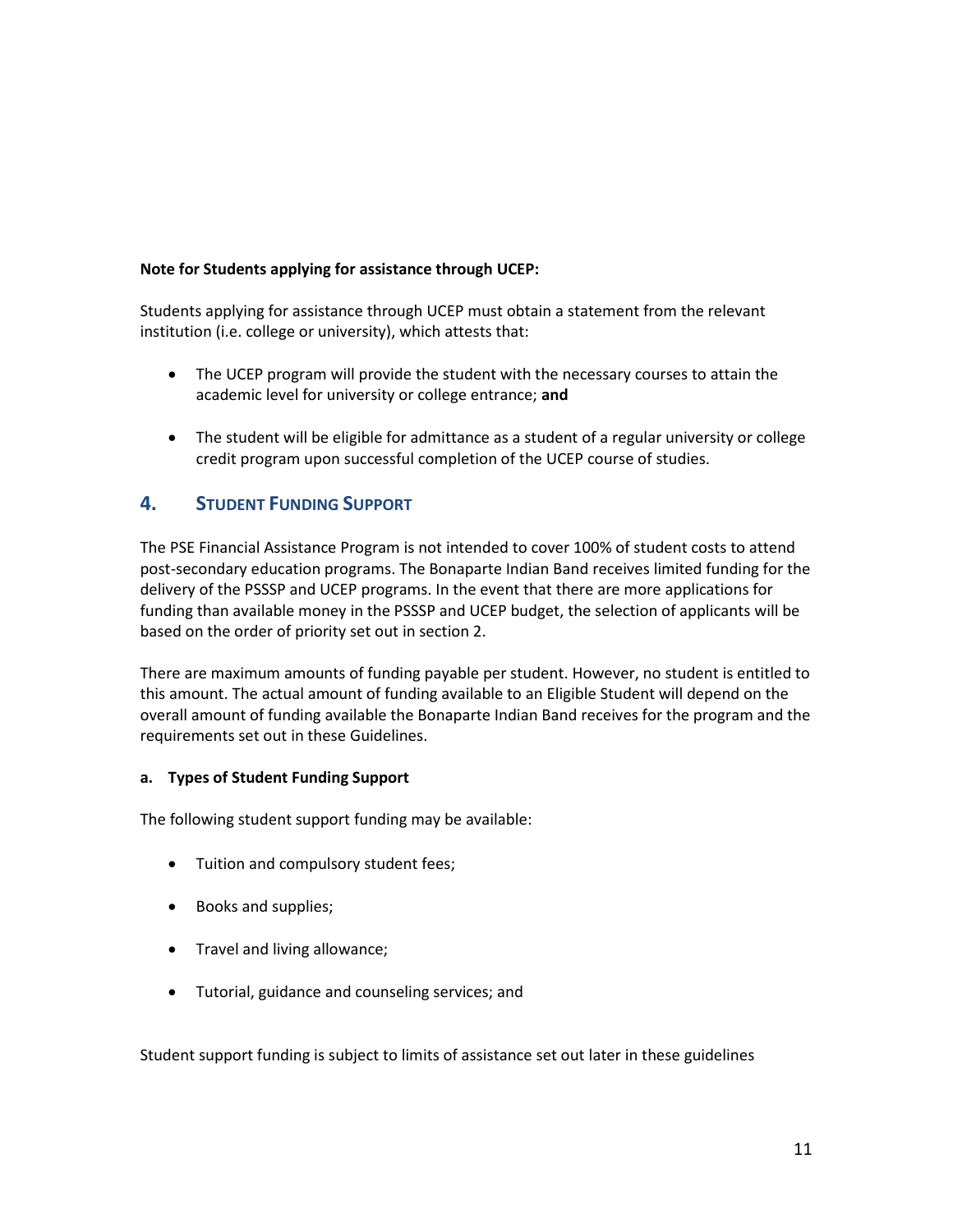**Note for Students applying for assistance through UCEP:**

Students applying for assistance through UCEP must obtain a statement from the relevant institution (i.e. college or university), which attests that:

- The UCEP program will provide the student with the necessary courses to attain the academic level for university or college entrance; **and**
- The student will be eligible for admittance as a student of a regular university or college credit program upon successful completion of the UCEP course of studies.

## 4. STUDENT FUNDING SUPPORT

The PSE Financial Assistance Program is not intended to cover 100% of student costs to attend post-secondary education programs. The Bonaparte Indian Band receives limited funding for the delivery of the PSSSP and UCEP programs. In the event that there are more applications for funding than available money in the PSSSP and UCEP budget, the selection of applicants will be based on the order of priority set out in section 2.

There are maximum amounts of funding payable per student. However, no student is entitled to this amount. The actual amount of funding available to an Eligible Student will depend on the overall amount of funding available the Bonaparte Indian Band receives for the program and the requirements set out in these Guidelines.

**a. Types of Student Funding Support**

The following student support funding may be available:

- Tuition and compulsory student fees;
- Books and supplies;
- Travel and living allowance;
- Tutorial, guidance and counseling services; and

Student support funding is subject to limits of assistance set out later in these guidelines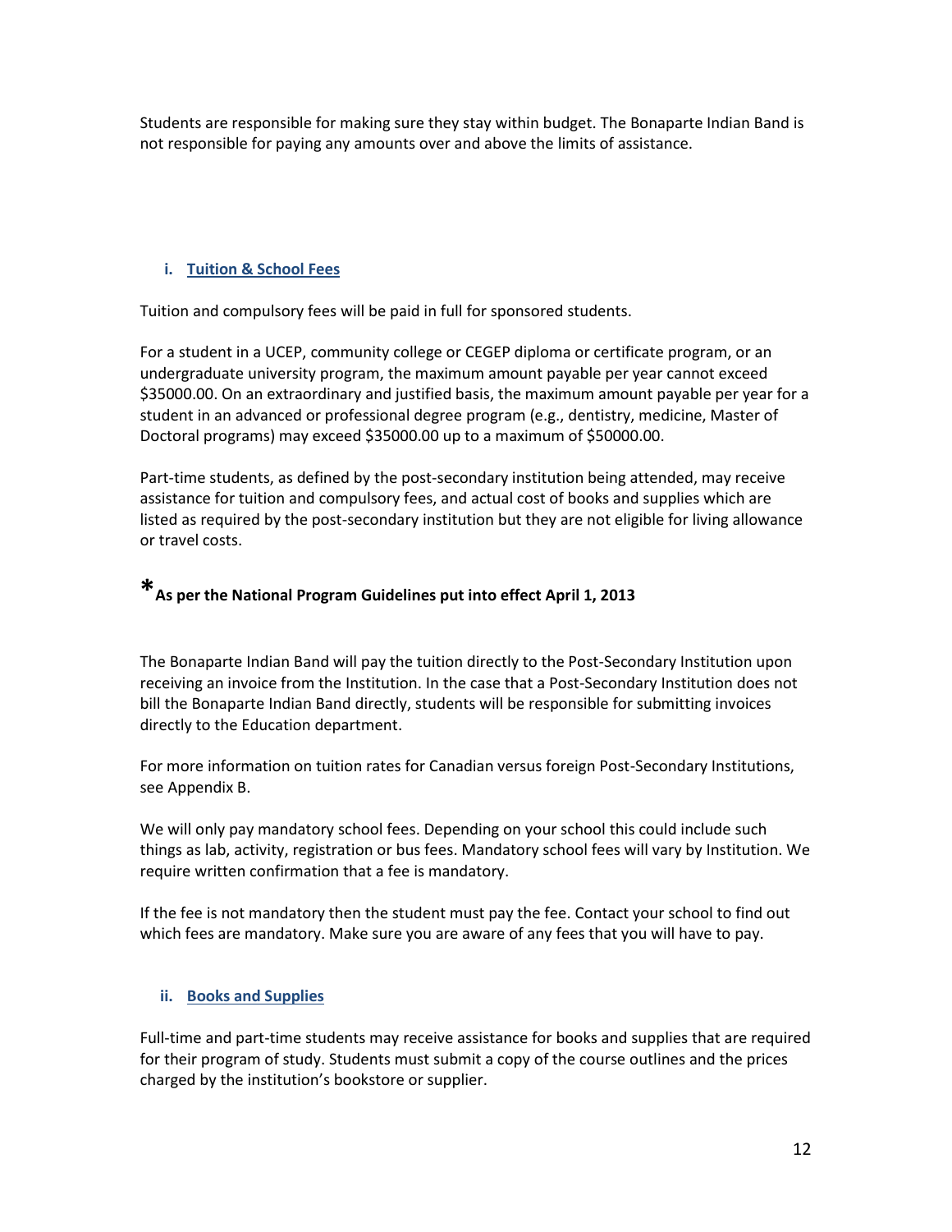Students are responsible for making sure they stay within budget. The Bonaparte Indian Band is not responsible for paying any amounts over and above the limits of assistance.

### i. Tuition & School Fees

Tuition and compulsory fees will be paid in full for sponsored students.

For a student in a UCEP, community college or CEGEP diploma or certificate program, or an undergraduate university program, the maximum amount payable per year cannot exceed $35000.00. On an extraordinary and justified basis, the maximum amount payable per year for a student in an advanced or professional degree program (e.g., dentistry, medicine, Master of Doctoral programs) may exceed $35000.00 up to a maximum of $50000.00.

Part-time students, as defined by the post-secondary institution being attended, may receive assistance for tuition and compulsory fees, and actual cost of books and supplies which are listed as required by the post-secondary institution but they are not eligible for living allowance or travel costs.

**\*As per the National Program Guidelines put into effect April 1, 2013**

The Bonaparte Indian Band will pay the tuition directly to the Post-Secondary Institution upon receiving an invoice from the Institution. In the case that a Post-Secondary Institution does not bill the Bonaparte Indian Band directly, students will be responsible for submitting invoices directly to the Education department.

For more information on tuition rates for Canadian versus foreign Post-Secondary Institutions, see Appendix B.

We will only pay mandatory school fees. Depending on your school this could include such things as lab, activity, registration or bus fees. Mandatory school fees will vary by Institution. We require written confirmation that a fee is mandatory.

If the fee is not mandatory then the student must pay the fee. Contact your school to find out which fees are mandatory. Make sure you are aware of any fees that you will have to pay.

### ii. Books and Supplies

Full-time and part-time students may receive assistance for books and supplies that are required for their program of study. Students must submit a copy of the course outlines and the prices charged by the institution's bookstore or supplier.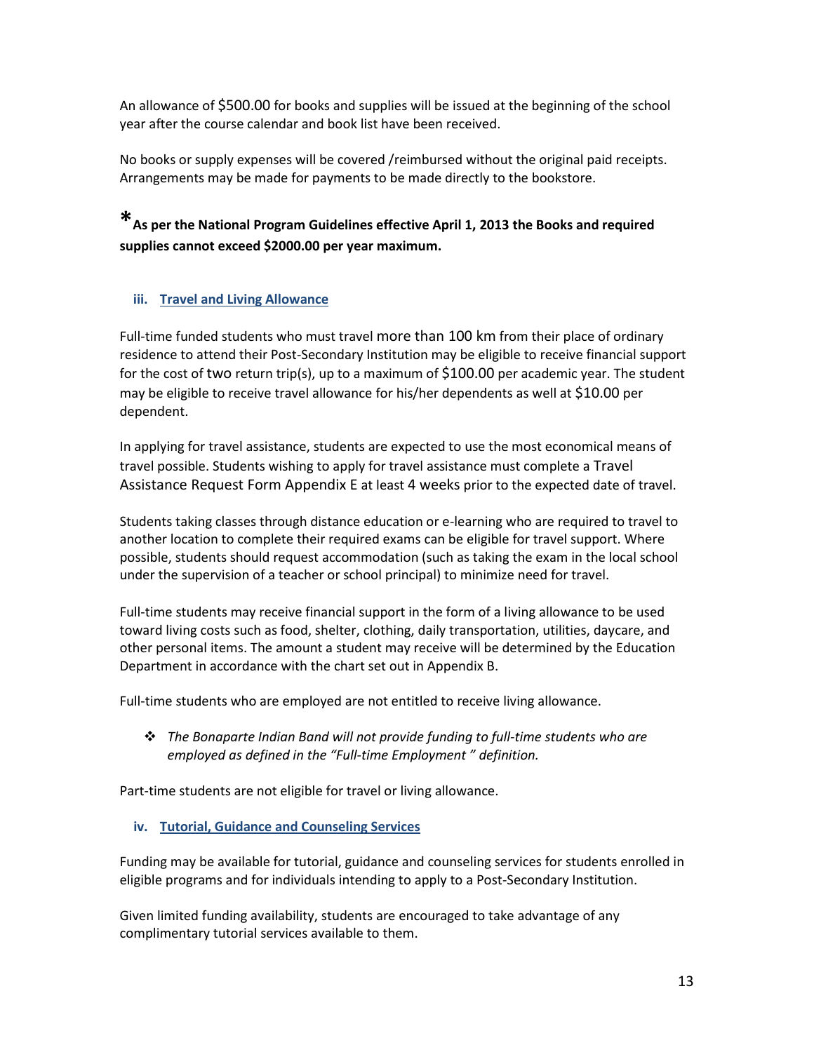An allowance of $500.00 for books and supplies will be issued at the beginning of the school year after the course calendar and book list have been received.

No books or supply expenses will be covered /reimbursed without the original paid receipts. Arrangements may be made for payments to be made directly to the bookstore.

**\*As per the National Program Guidelines effective April 1, 2013 the Books and required supplies cannot exceed $2000.00 per year maximum.**

### iii. Travel and Living Allowance

Full-time funded students who must travel more than 100 km from their place of ordinary residence to attend their Post-Secondary Institution may be eligible to receive financial support for the cost of two return trip(s), up to a maximum of $100.00 per academic year. The student may be eligible to receive travel allowance for his/her dependents as well at $10.00 per dependent.

In applying for travel assistance, students are expected to use the most economical means of travel possible. Students wishing to apply for travel assistance must complete a Travel Assistance Request Form Appendix E at least 4 weeks prior to the expected date of travel.

Students taking classes through distance education or e-learning who are required to travel to another location to complete their required exams can be eligible for travel support. Where possible, students should request accommodation (such as taking the exam in the local school under the supervision of a teacher or school principal) to minimize need for travel.

Full-time students may receive financial support in the form of a living allowance to be used toward living costs such as food, shelter, clothing, daily transportation, utilities, daycare, and other personal items. The amount a student may receive will be determined by the Education Department in accordance with the chart set out in Appendix B.

Full-time students who are employed are not entitled to receive living allowance.

- *The Bonaparte Indian Band will not provide funding to full-time students who are employed as defined in the "Full-time Employment " definition.*

Part-time students are not eligible for travel or living allowance.

### iv. Tutorial, Guidance and Counseling Services

Funding may be available for tutorial, guidance and counseling services for students enrolled in eligible programs and for individuals intending to apply to a Post-Secondary Institution.

Given limited funding availability, students are encouraged to take advantage of any complimentary tutorial services available to them.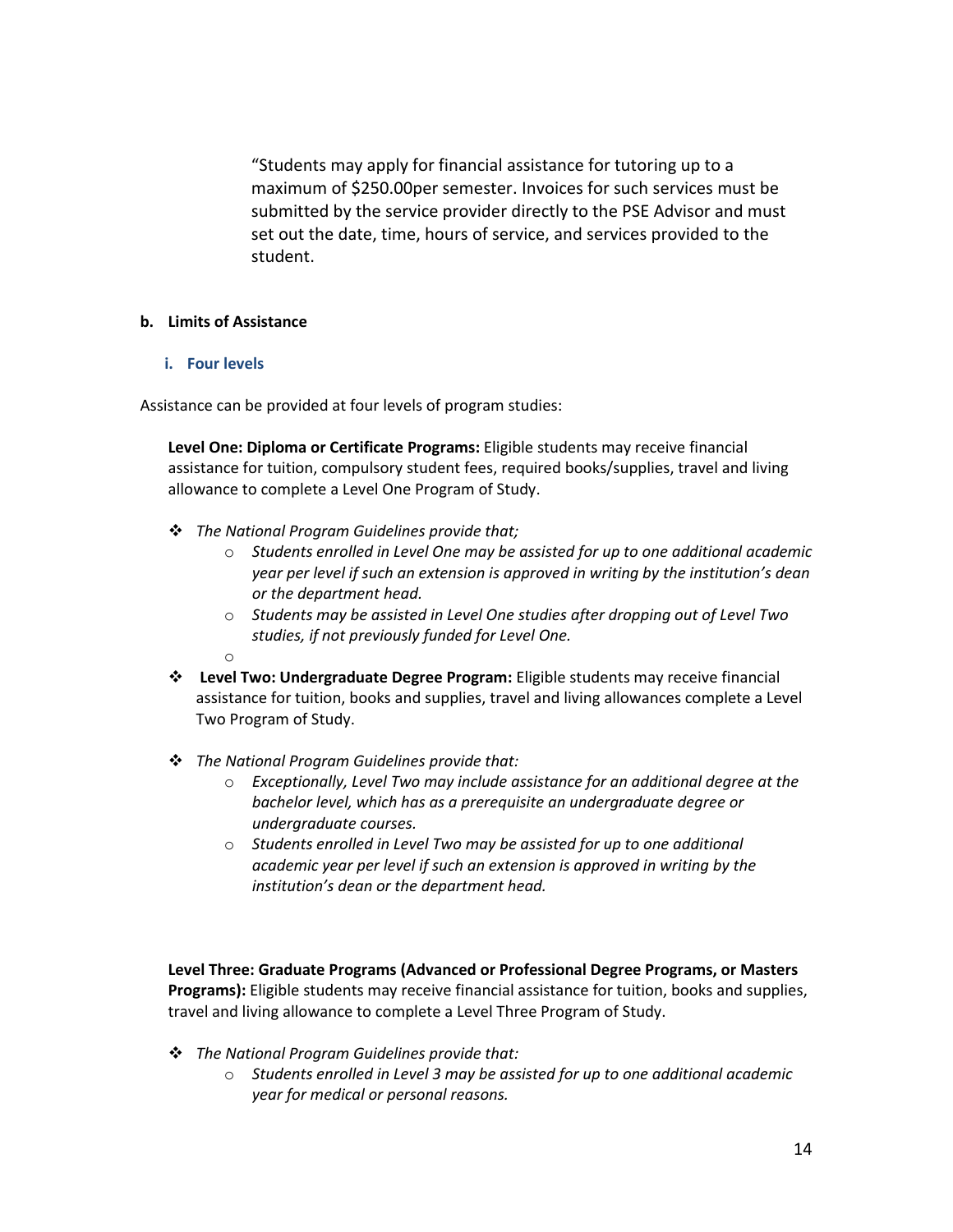“Students may apply for financial assistance for tutoring up to a maximum of $250.00per semester. Invoices for such services must be submitted by the service provider directly to the PSE Advisor and must set out the date, time, hours of service, and services provided to the student.

**b. Limits of Assistance**

**i. Four levels**

Assistance can be provided at four levels of program studies:

**Level One: Diploma or Certificate Programs:** Eligible students may receive financial assistance for tuition, compulsory student fees, required books/supplies, travel and living allowance to complete a Level One Program of Study.

- *The National Program Guidelines provide that;*
    - *Students enrolled in Level One may be assisted for up to one additional academic year per level if such an extension is approved in writing by the institution’s dean or the department head.*
    - *Students may be assisted in Level One studies after dropping out of Level Two studies, if not previously funded for Level One.*
- **Level Two: Undergraduate Degree Program:** Eligible students may receive financial assistance for tuition, books and supplies, travel and living allowances complete a Level Two Program of Study.
- *The National Program Guidelines provide that:*
    - *Exceptionally, Level Two may include assistance for an additional degree at the bachelor level, which has as a prerequisite an undergraduate degree or undergraduate courses.*
    - *Students enrolled in Level Two may be assisted for up to one additional academic year per level if such an extension is approved in writing by the institution’s dean or the department head.*

**Level Three: Graduate Programs (Advanced or Professional Degree Programs, or Masters Programs):** Eligible students may receive financial assistance for tuition, books and supplies, travel and living allowance to complete a Level Three Program of Study.

- *The National Program Guidelines provide that:*
    - *Students enrolled in Level 3 may be assisted for up to one additional academic year for medical or personal reasons.*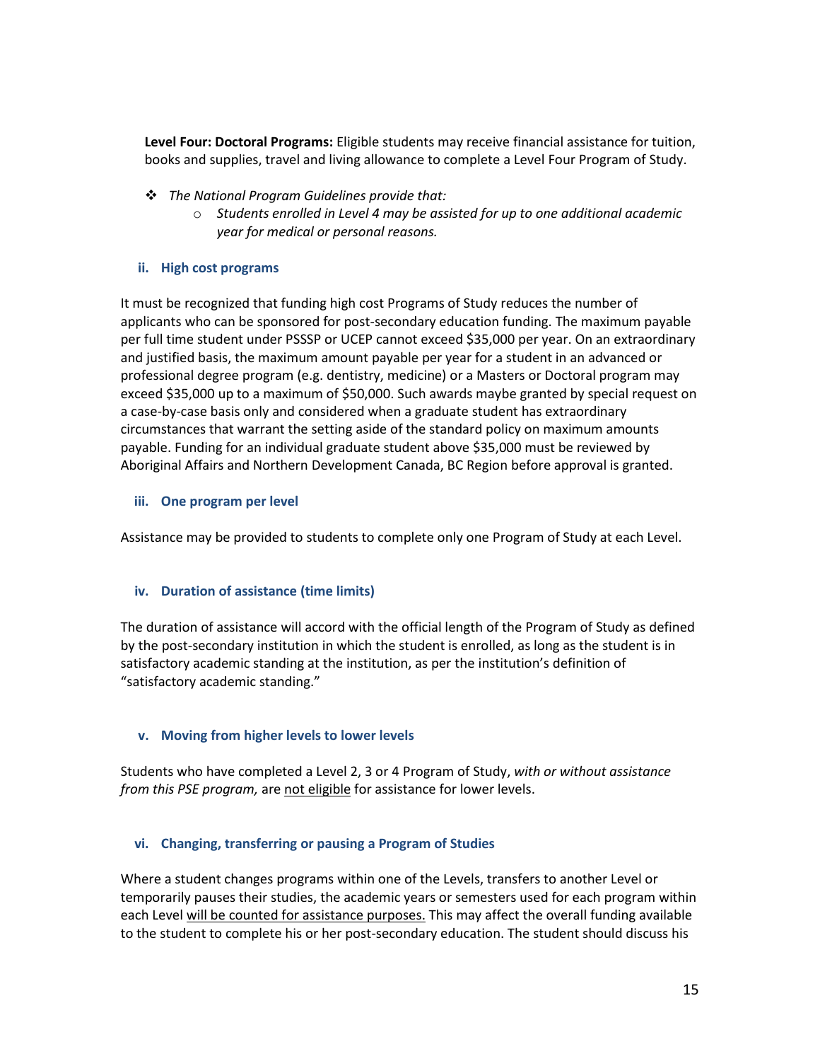**Level Four: Doctoral Programs:** Eligible students may receive financial assistance for tuition, books and supplies, travel and living allowance to complete a Level Four Program of Study.

- *The National Program Guidelines provide that:*
    - *Students enrolled in Level 4 may be assisted for up to one additional academic year for medical or personal reasons.*

### ii. High cost programs

It must be recognized that funding high cost Programs of Study reduces the number of applicants who can be sponsored for post-secondary education funding. The maximum payable per full time student under PSSSP or UCEP cannot exceed $35,000 per year. On an extraordinary and justified basis, the maximum amount payable per year for a student in an advanced or professional degree program (e.g. dentistry, medicine) or a Masters or Doctoral program may exceed $35,000 up to a maximum of $50,000. Such awards maybe granted by special request on a case-by-case basis only and considered when a graduate student has extraordinary circumstances that warrant the setting aside of the standard policy on maximum amounts payable. Funding for an individual graduate student above $35,000 must be reviewed by Aboriginal Affairs and Northern Development Canada, BC Region before approval is granted.

### iii. One program per level

Assistance may be provided to students to complete only one Program of Study at each Level.

### iv. Duration of assistance (time limits)

The duration of assistance will accord with the official length of the Program of Study as defined by the post-secondary institution in which the student is enrolled, as long as the student is in satisfactory academic standing at the institution, as per the institution's definition of "satisfactory academic standing."

### v. Moving from higher levels to lower levels

Students who have completed a Level 2, 3 or 4 Program of Study, *with or without assistance from this PSE program,* are <u>not eligible</u> for assistance for lower levels.

### vi. Changing, transferring or pausing a Program of Studies

Where a student changes programs within one of the Levels, transfers to another Level or temporarily pauses their studies, the academic years or semesters used for each program within each Level <u>will be counted for assistance purposes.</u> This may affect the overall funding available to the student to complete his or her post-secondary education. The student should discuss his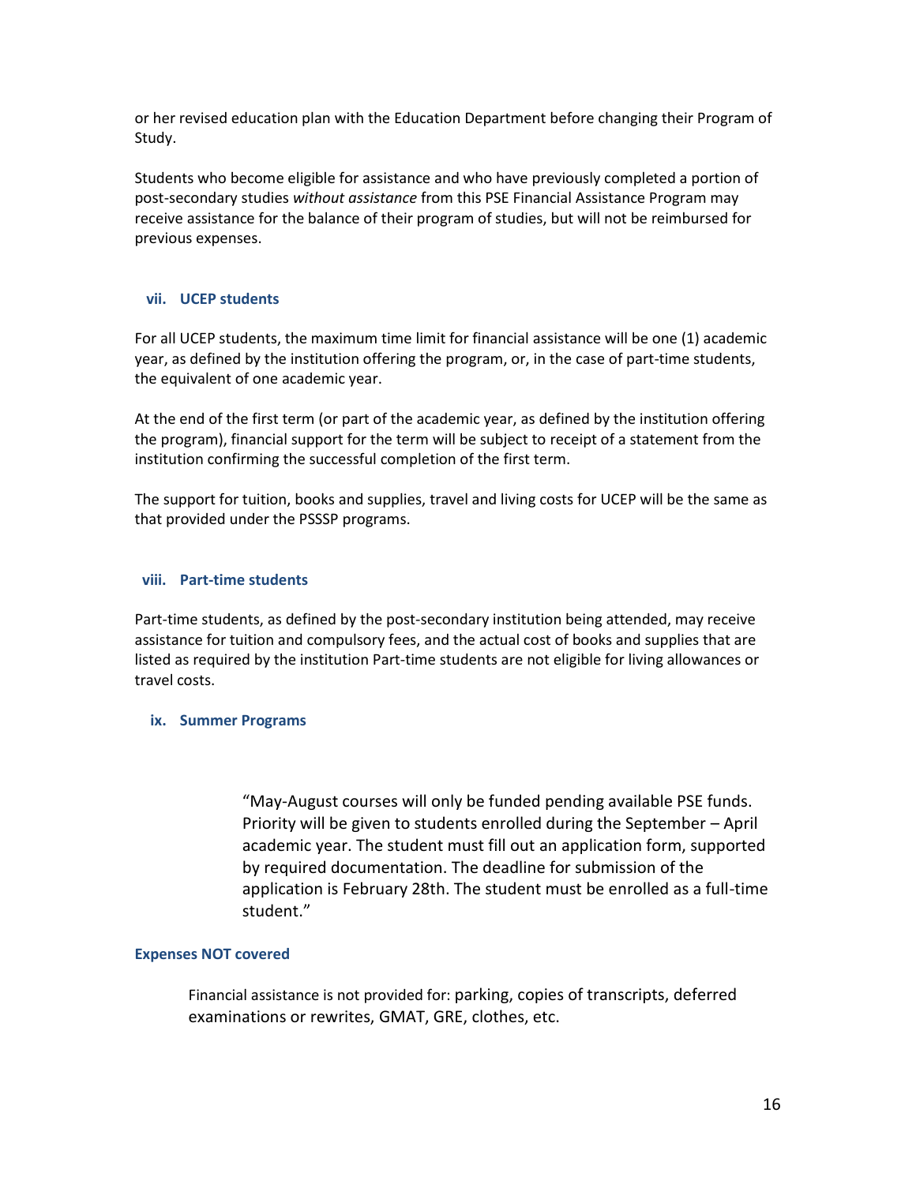or her revised education plan with the Education Department before changing their Program of Study.

Students who become eligible for assistance and who have previously completed a portion of post-secondary studies *without assistance* from this PSE Financial Assistance Program may receive assistance for the balance of their program of studies, but will not be reimbursed for previous expenses.

### vii. UCEP students

For all UCEP students, the maximum time limit for financial assistance will be one (1) academic year, as defined by the institution offering the program, or, in the case of part-time students, the equivalent of one academic year.

At the end of the first term (or part of the academic year, as defined by the institution offering the program), financial support for the term will be subject to receipt of a statement from the institution confirming the successful completion of the first term.

The support for tuition, books and supplies, travel and living costs for UCEP will be the same as that provided under the PSSSP programs.

### viii. Part-time students

Part-time students, as defined by the post-secondary institution being attended, may receive assistance for tuition and compulsory fees, and the actual cost of books and supplies that are listed as required by the institution Part-time students are not eligible for living allowances or travel costs.

### ix. Summer Programs

> "May-August courses will only be funded pending available PSE funds. Priority will be given to students enrolled during the September – April academic year. The student must fill out an application form, supported by required documentation. The deadline for submission of the application is February 28th. The student must be enrolled as a full-time student."

### Expenses NOT covered

Financial assistance is not provided for: parking, copies of transcripts, deferred examinations or rewrites, GMAT, GRE, clothes, etc.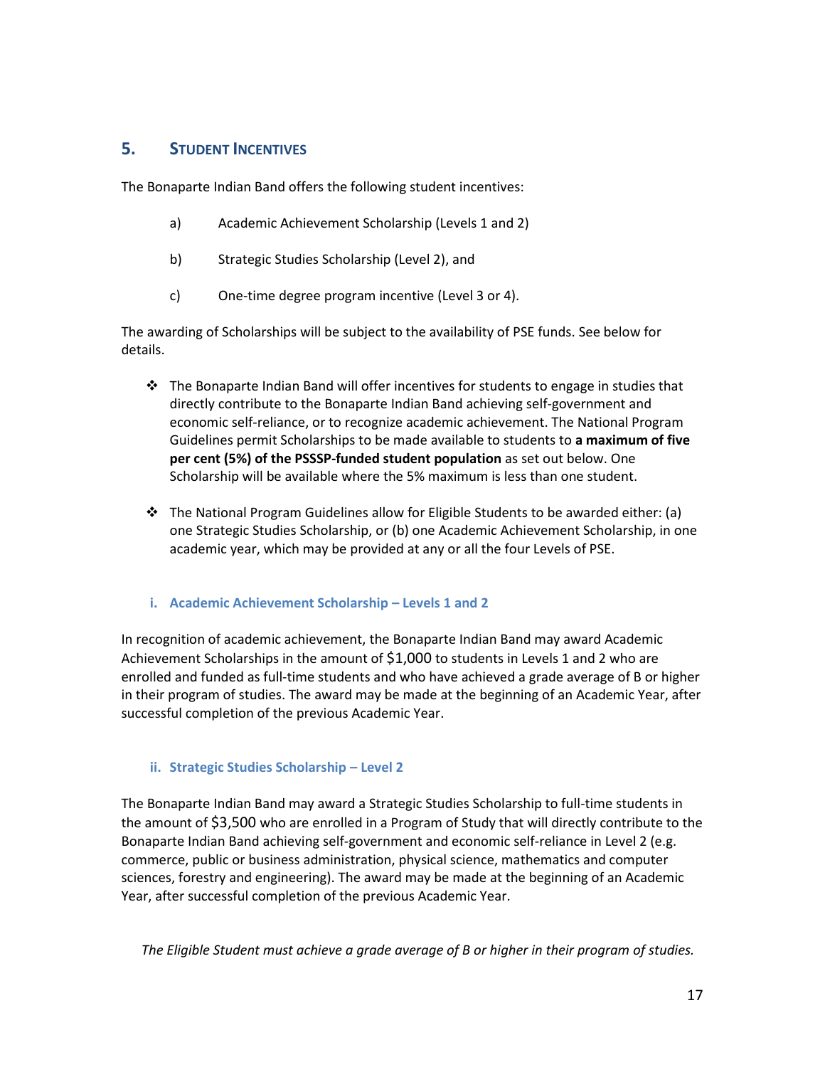## 5. STUDENT INCENTIVES

The Bonaparte Indian Band offers the following student incentives:

- a) Academic Achievement Scholarship (Levels 1 and 2)
- b) Strategic Studies Scholarship (Level 2), and
- c) One-time degree program incentive (Level 3 or 4).

The awarding of Scholarships will be subject to the availability of PSE funds. See below for details.

- ❖ The Bonaparte Indian Band will offer incentives for students to engage in studies that directly contribute to the Bonaparte Indian Band achieving self-government and economic self-reliance, or to recognize academic achievement. The National Program Guidelines permit Scholarships to be made available to students to **a maximum of five per cent (5%) of the PSSSP-funded student population** as set out below. One Scholarship will be available where the 5% maximum is less than one student.

- ❖ The National Program Guidelines allow for Eligible Students to be awarded either: (a) one Strategic Studies Scholarship, or (b) one Academic Achievement Scholarship, in one academic year, which may be provided at any or all the four Levels of PSE.

### i. Academic Achievement Scholarship – Levels 1 and 2

In recognition of academic achievement, the Bonaparte Indian Band may award Academic Achievement Scholarships in the amount of $1,000 to students in Levels 1 and 2 who are enrolled and funded as full-time students and who have achieved a grade average of B or higher in their program of studies. The award may be made at the beginning of an Academic Year, after successful completion of the previous Academic Year.

### ii. Strategic Studies Scholarship – Level 2

The Bonaparte Indian Band may award a Strategic Studies Scholarship to full-time students in the amount of $3,500 who are enrolled in a Program of Study that will directly contribute to the Bonaparte Indian Band achieving self-government and economic self-reliance in Level 2 (e.g. commerce, public or business administration, physical science, mathematics and computer sciences, forestry and engineering). The award may be made at the beginning of an Academic Year, after successful completion of the previous Academic Year.

*The Eligible Student must achieve a grade average of B or higher in their program of studies.*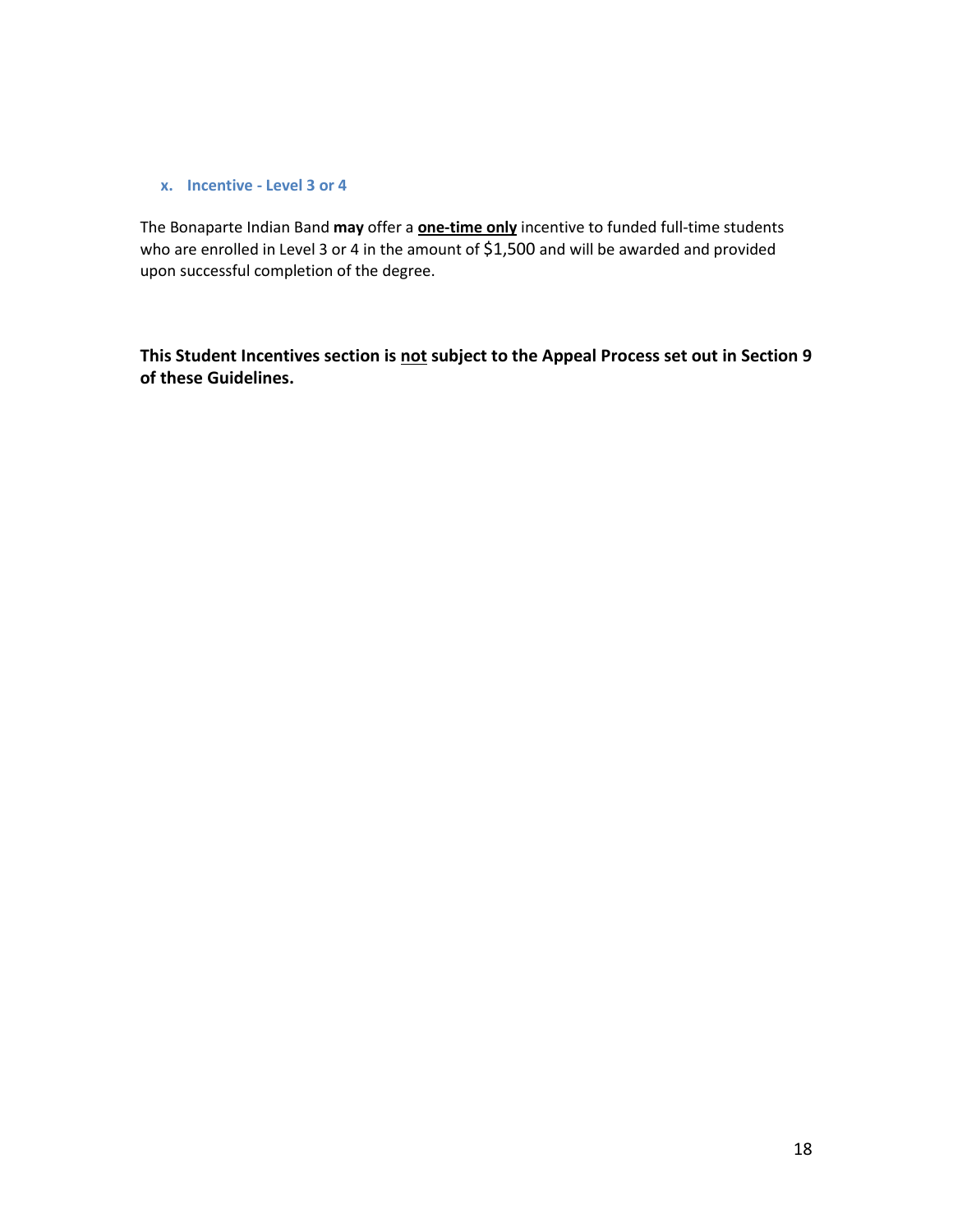### x. Incentive - Level 3 or 4

The Bonaparte Indian Band **may** offer a **one-time only** incentive to funded full-time students who are enrolled in Level 3 or 4 in the amount of $1,500 and will be awarded and provided upon successful completion of the degree.

**This Student Incentives section is not subject to the Appeal Process set out in Section 9 of these Guidelines.**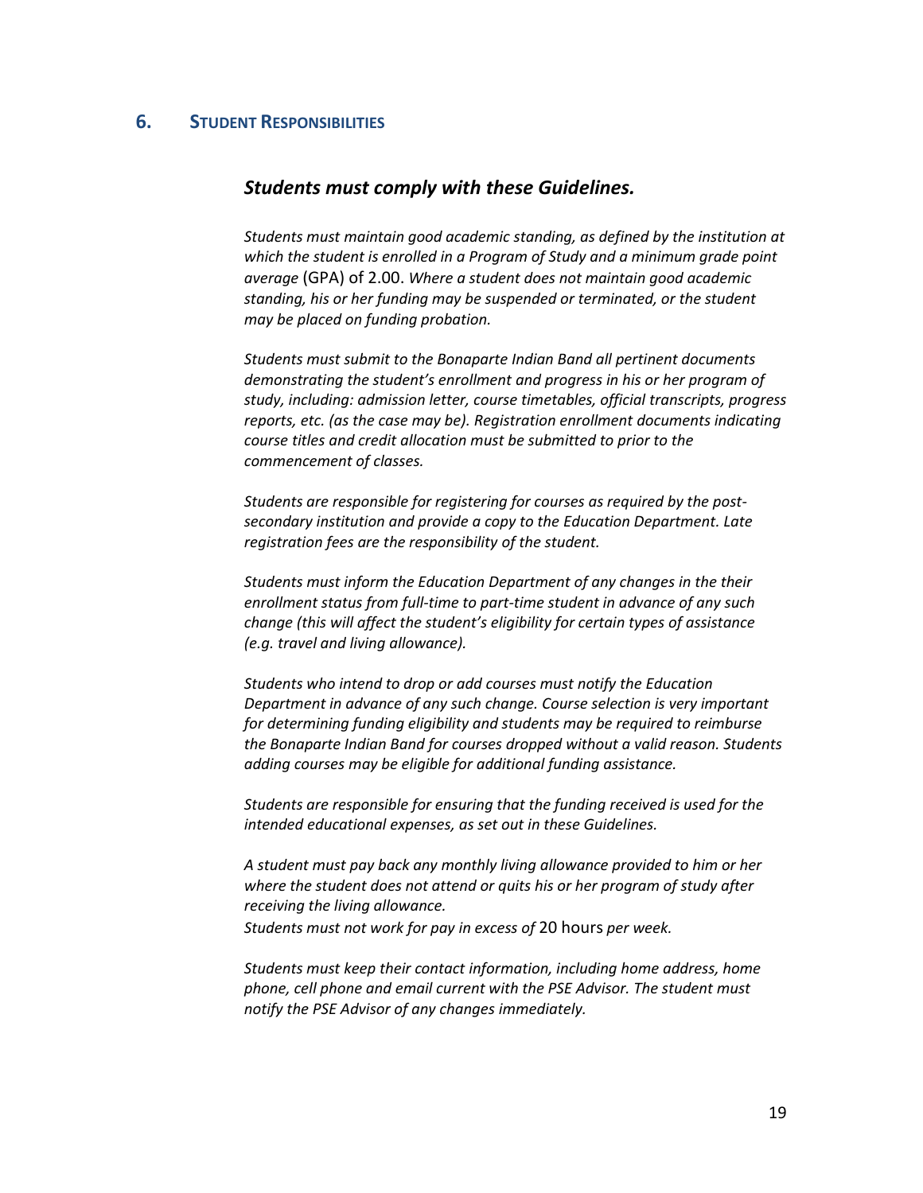## 6. Student Responsibilities

***Students must comply with these Guidelines.***

*Students must maintain good academic standing, as defined by the institution at which the student is enrolled in a Program of Study and a minimum grade point average* (GPA) of 2.00. *Where a student does not maintain good academic standing, his or her funding may be suspended or terminated, or the student may be placed on funding probation.*

*Students must submit to the Bonaparte Indian Band all pertinent documents demonstrating the student's enrollment and progress in his or her program of study, including: admission letter, course timetables, official transcripts, progress reports, etc. (as the case may be). Registration enrollment documents indicating course titles and credit allocation must be submitted to prior to the commencement of classes.*

*Students are responsible for registering for courses as required by the post-secondary institution and provide a copy to the Education Department. Late registration fees are the responsibility of the student.*

*Students must inform the Education Department of any changes in the their enrollment status from full-time to part-time student in advance of any such change (this will affect the student's eligibility for certain types of assistance (e.g. travel and living allowance).*

*Students who intend to drop or add courses must notify the Education Department in advance of any such change. Course selection is very important for determining funding eligibility and students may be required to reimburse the Bonaparte Indian Band for courses dropped without a valid reason. Students adding courses may be eligible for additional funding assistance.*

*Students are responsible for ensuring that the funding received is used for the intended educational expenses, as set out in these Guidelines.*

*A student must pay back any monthly living allowance provided to him or her where the student does not attend or quits his or her program of study after receiving the living allowance.*

*Students must not work for pay in excess of* 20 hours *per week.*

*Students must keep their contact information, including home address, home phone, cell phone and email current with the PSE Advisor. The student must notify the PSE Advisor of any changes immediately.*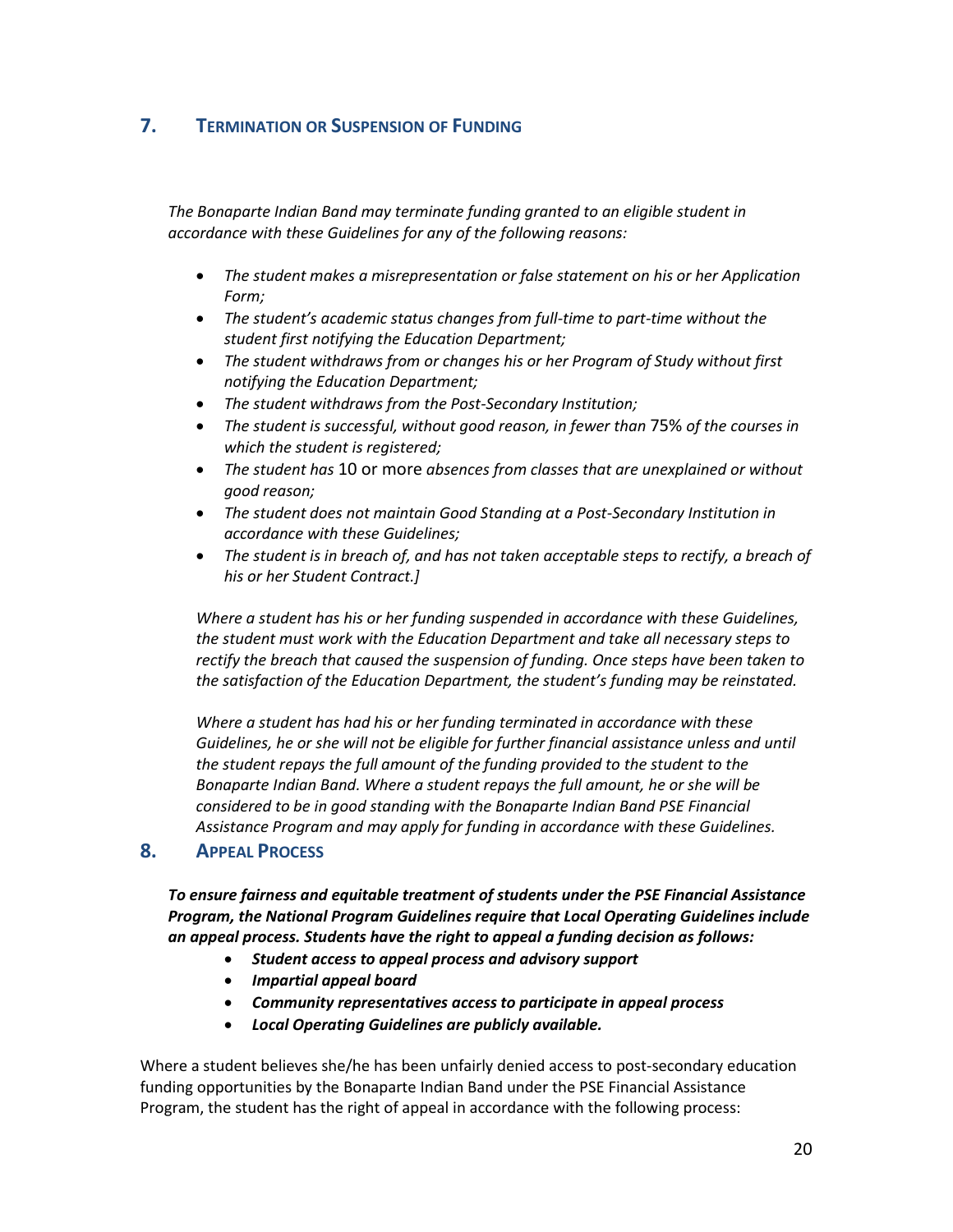## 7. Termination or Suspension of Funding

*The Bonaparte Indian Band may terminate funding granted to an eligible student in accordance with these Guidelines for any of the following reasons:*

- *The student makes a misrepresentation or false statement on his or her Application Form;*
- *The student's academic status changes from full-time to part-time without the student first notifying the Education Department;*
- *The student withdraws from or changes his or her Program of Study without first notifying the Education Department;*
- *The student withdraws from the Post-Secondary Institution;*
- *The student is successful, without good reason, in fewer than* 75% *of the courses in which the student is registered;*
- *The student has* 10 or more *absences from classes that are unexplained or without good reason;*
- *The student does not maintain Good Standing at a Post-Secondary Institution in accordance with these Guidelines;*
- *The student is in breach of, and has not taken acceptable steps to rectify, a breach of his or her Student Contract.]*

*Where a student has his or her funding suspended in accordance with these Guidelines, the student must work with the Education Department and take all necessary steps to rectify the breach that caused the suspension of funding. Once steps have been taken to the satisfaction of the Education Department, the student's funding may be reinstated.*

*Where a student has had his or her funding terminated in accordance with these Guidelines, he or she will not be eligible for further financial assistance unless and until the student repays the full amount of the funding provided to the student to the Bonaparte Indian Band. Where a student repays the full amount, he or she will be considered to be in good standing with the Bonaparte Indian Band PSE Financial Assistance Program and may apply for funding in accordance with these Guidelines.*

## 8. Appeal Process

***To ensure fairness and equitable treatment of students under the PSE Financial Assistance Program, the National Program Guidelines require that Local Operating Guidelines include an appeal process. Students have the right to appeal a funding decision as follows:***

- ***Student access to appeal process and advisory support***
- ***Impartial appeal board***
- ***Community representatives access to participate in appeal process***
- ***Local Operating Guidelines are publicly available.***

Where a student believes she/he has been unfairly denied access to post-secondary education funding opportunities by the Bonaparte Indian Band under the PSE Financial Assistance Program, the student has the right of appeal in accordance with the following process: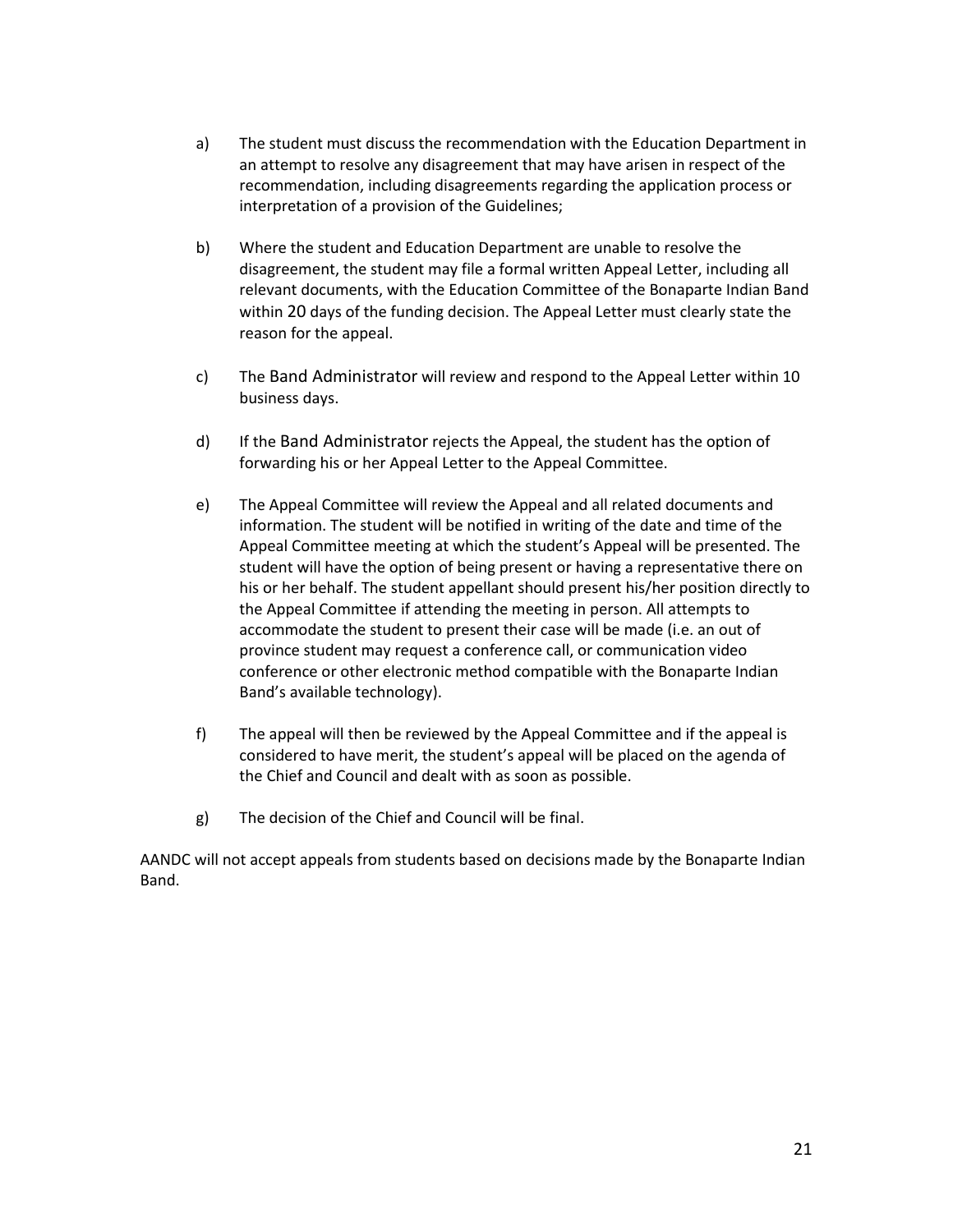a) The student must discuss the recommendation with the Education Department in an attempt to resolve any disagreement that may have arisen in respect of the recommendation, including disagreements regarding the application process or interpretation of a provision of the Guidelines;

b) Where the student and Education Department are unable to resolve the disagreement, the student may file a formal written Appeal Letter, including all relevant documents, with the Education Committee of the Bonaparte Indian Band within 20 days of the funding decision. The Appeal Letter must clearly state the reason for the appeal.

c) The Band Administrator will review and respond to the Appeal Letter within 10 business days.

d) If the Band Administrator rejects the Appeal, the student has the option of forwarding his or her Appeal Letter to the Appeal Committee.

e) The Appeal Committee will review the Appeal and all related documents and information. The student will be notified in writing of the date and time of the Appeal Committee meeting at which the student's Appeal will be presented. The student will have the option of being present or having a representative there on his or her behalf. The student appellant should present his/her position directly to the Appeal Committee if attending the meeting in person. All attempts to accommodate the student to present their case will be made (i.e. an out of province student may request a conference call, or communication video conference or other electronic method compatible with the Bonaparte Indian Band's available technology).

f) The appeal will then be reviewed by the Appeal Committee and if the appeal is considered to have merit, the student's appeal will be placed on the agenda of the Chief and Council and dealt with as soon as possible.

g) The decision of the Chief and Council will be final.

AANDC will not accept appeals from students based on decisions made by the Bonaparte Indian Band.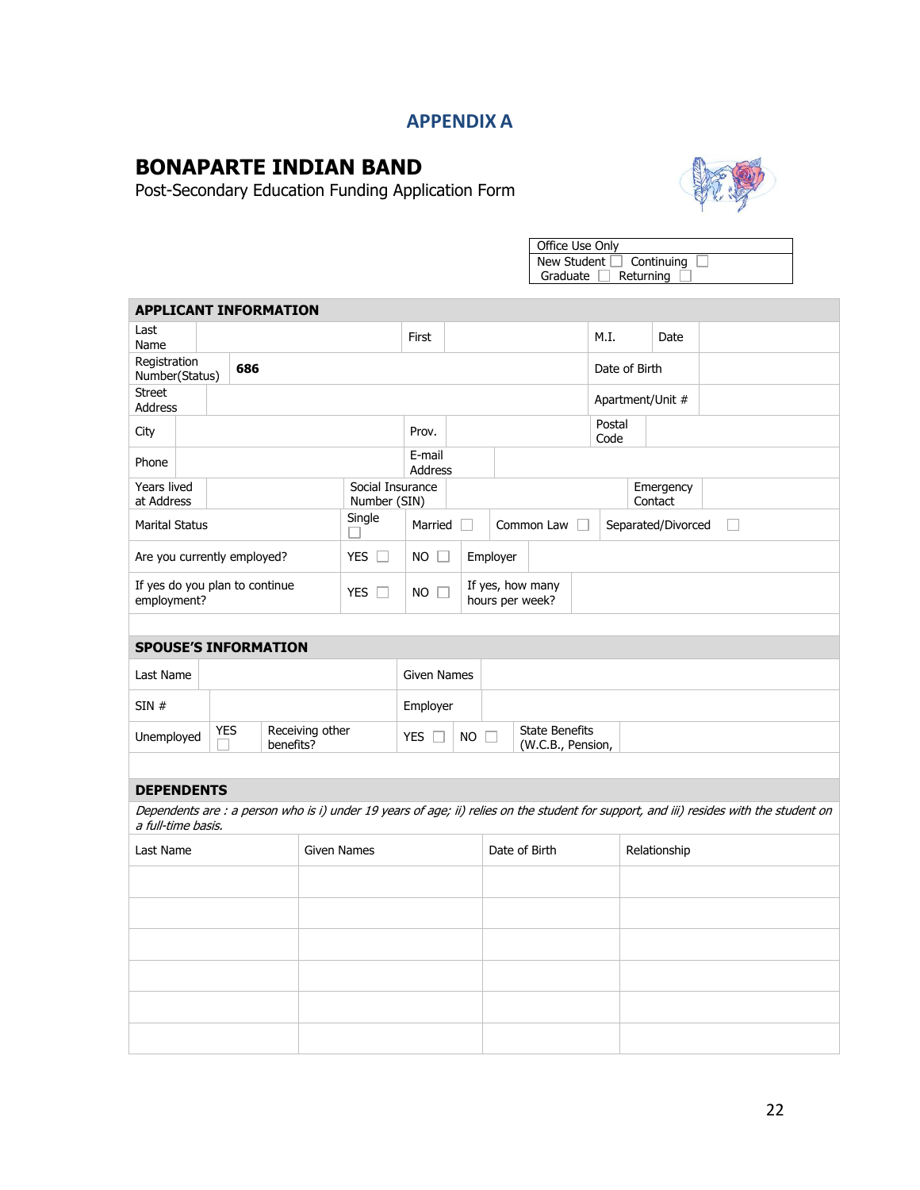# APPENDIX A

## BONAPARTE INDIAN BAND

Post-Secondary Education Funding Application Form

| Office Use Only | |
|---|---|
| New Student ☐ | Continuing ☐ |
| Graduate ☐ | Returning ☐ |

### APPLICANT INFORMATION

| | | | | | | | |
|---|---|---|---|---|---|---|---|
| Last Name | | First | | M.I. | | Date | |
| Registration Number(Status) | 686 | | | Date of Birth | | | |
| Street Address | | | | Apartment/Unit # | | | |
| City | | Prov. | | Postal Code | | | |
| Phone | | E-mail Address | | | | | |
| Years lived at Address | | Social Insurance Number (SIN) | | Emergency Contact | | | |
| Marital Status | Single ☐ | Married ☐ | Common Law ☐ | Separated/Divorced ☐ | | | |
| Are you currently employed? | YES ☐ | NO ☐ | Employer | | | | |
| If yes do you plan to continue employment? | YES ☐ | NO ☐ | If yes, how many hours per week? | | | | |

### SPOUSE'S INFORMATION

| | | | | | |
|---|---|---|---|---|---|
| Last Name | | Given Names | | | |
| SIN # | | Employer | | | |
| Unemployed | YES ☐ | Receiving other benefits? | YES ☐ | NO ☐ | State Benefits (W.C.B., Pension, |

### DEPENDENTS

*Dependents are : a person who is i) under 19 years of age; ii) relies on the student for support, and iii) resides with the student on a full-time basis.*

| Last Name | Given Names | Date of Birth | Relationship |
|---|---|---|---|
| | | | |
| | | | |
| | | | |
| | | | |
| | | | |
| | | | |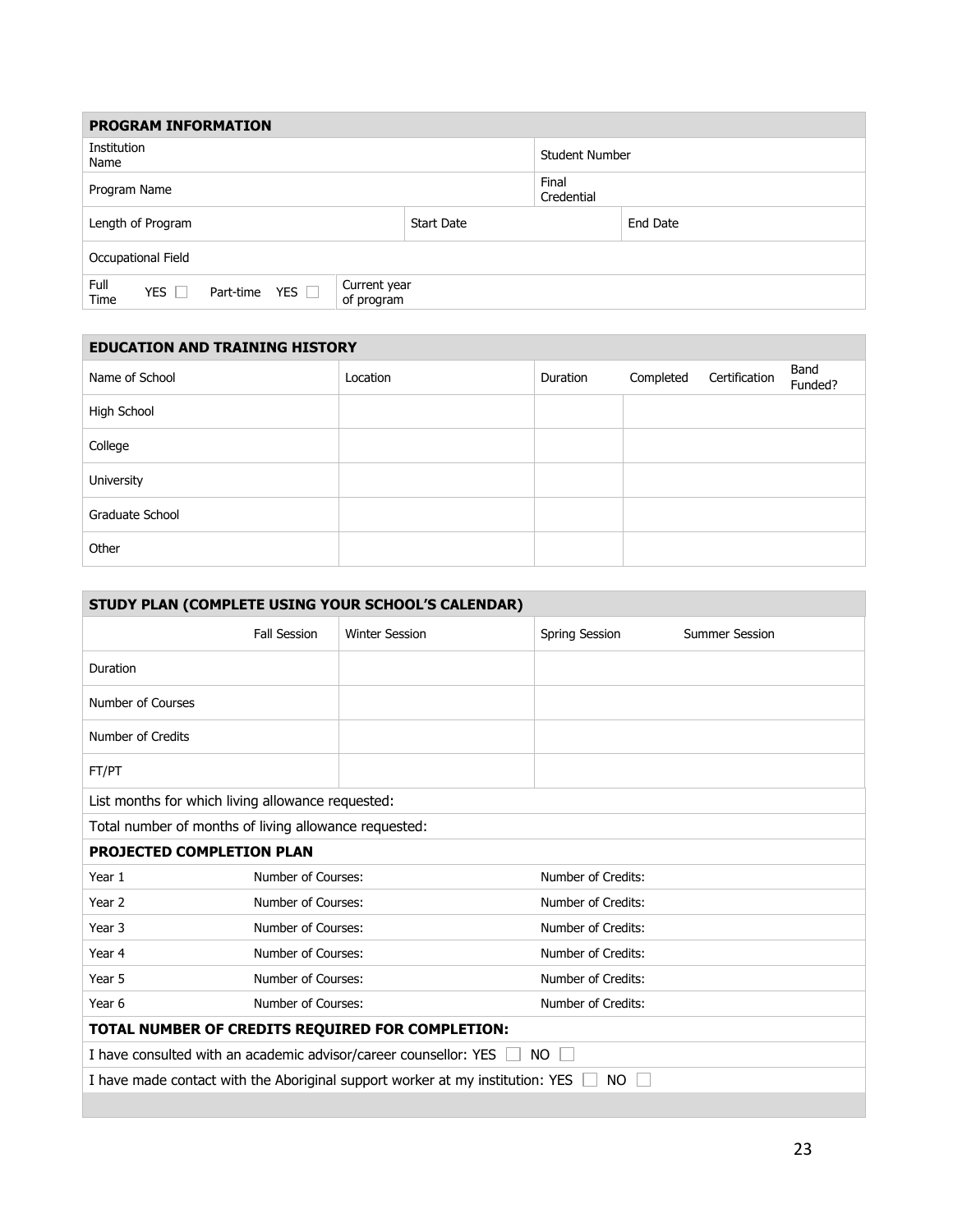| PROGRAM INFORMATION | | | | |
|---|---|---|---|---|
| Institution Name | | | Student Number | |
| Program Name | | | Final Credential | |
| Length of Program | | Start Date | | End Date |
| Occupational Field | | | | |
| Full Time YES ☐ Part-time YES ☐ | Current year of program | | | |

| EDUCATION AND TRAINING HISTORY | | | | | |
|---|---|---|---|---|---|
| Name of School | Location | Duration | Completed | Certification | Band Funded? |
| High School | | | | | |
| College | | | | | |
| University | | | | | |
| Graduate School | | | | | |
| Other | | | | | |

| STUDY PLAN (COMPLETE USING YOUR SCHOOL'S CALENDAR) | | | | |
|---|---|---|---|---|
| | Fall Session | Winter Session | Spring Session | Summer Session |
| Duration | | | | |
| Number of Courses | | | | |
| Number of Credits | | | | |
| FT/PT | | | | |
| List months for which living allowance requested: | | | | |
| Total number of months of living allowance requested: | | | | |
| **PROJECTED COMPLETION PLAN** | | | | |
| Year 1 | Number of Courses: | | Number of Credits: | |
| Year 2 | Number of Courses: | | Number of Credits: | |
| Year 3 | Number of Courses: | | Number of Credits: | |
| Year 4 | Number of Courses: | | Number of Credits: | |
| Year 5 | Number of Courses: | | Number of Credits: | |
| Year 6 | Number of Courses: | | Number of Credits: | |
| **TOTAL NUMBER OF CREDITS REQUIRED FOR COMPLETION:** | | | | |
| I have consulted with an academic advisor/career counsellor: YES ☐ NO ☐ | | | | |
| I have made contact with the Aboriginal support worker at my institution: YES ☐ NO ☐ | | | | |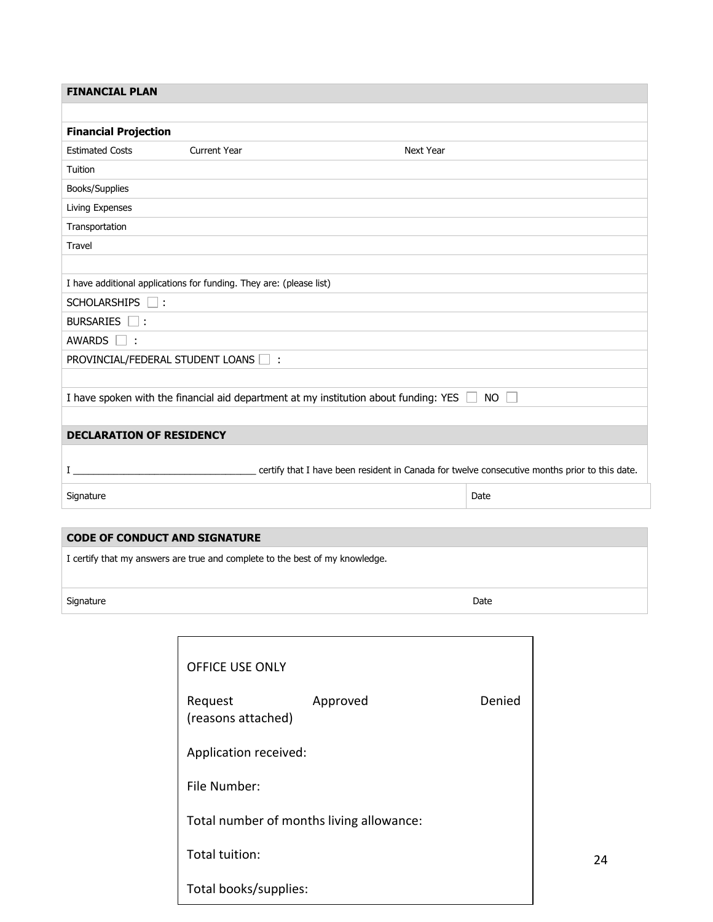## FINANCIAL PLAN

### Financial Projection

| Estimated Costs | Current Year | Next Year |
|---|---|---|
| Tuition | | |
| Books/Supplies | | |
| Living Expenses | | |
| Transportation | | |
| Travel | | |

I have additional applications for funding. They are: (please list)

SCHOLARSHIPS ☐ :

BURSARIES ☐ :

AWARDS ☐ :

PROVINCIAL/FEDERAL STUDENT LOANS ☐ :

I have spoken with the financial aid department at my institution about funding: YES ☐ NO ☐

## DECLARATION OF RESIDENCY

I ___________________________________ certify that I have been resident in Canada for twelve consecutive months prior to this date.

| Signature | Date |
|---|---|

## CODE OF CONDUCT AND SIGNATURE

I certify that my answers are true and complete to the best of my knowledge.

| Signature | Date |
|---|---|

OFFICE USE ONLY

Request (reasons attached) Approved Denied

Application received:

File Number:

Total number of months living allowance:

Total tuition:

Total books/supplies: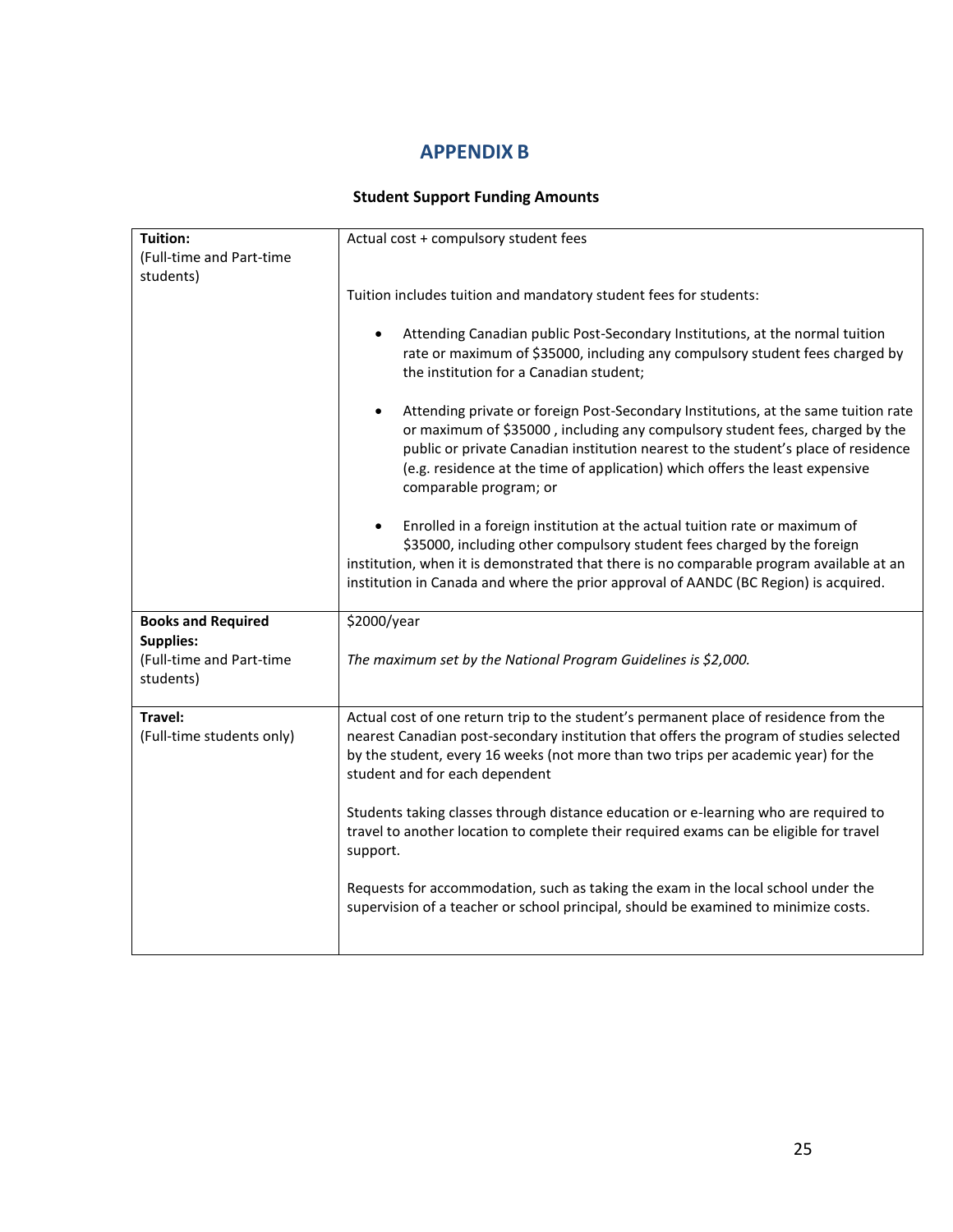## APPENDIX B

**Student Support Funding Amounts**

| | |
|---|---|
| **Tuition:** (Full-time and Part-time students) | Actual cost + compulsory student fees<br><br>Tuition includes tuition and mandatory student fees for students:<br><br>• Attending Canadian public Post-Secondary Institutions, at the normal tuition rate or maximum of $35000, including any compulsory student fees charged by the institution for a Canadian student;<br><br>• Attending private or foreign Post-Secondary Institutions, at the same tuition rate or maximum of $35000 , including any compulsory student fees, charged by the public or private Canadian institution nearest to the student's place of residence (e.g. residence at the time of application) which offers the least expensive comparable program; or<br><br>• Enrolled in a foreign institution at the actual tuition rate or maximum of $35000, including other compulsory student fees charged by the foreign institution, when it is demonstrated that there is no comparable program available at an institution in Canada and where the prior approval of AANDC (BC Region) is acquired. |
| **Books and Required Supplies:** (Full-time and Part-time students) | $2000/year<br><br>*The maximum set by the National Program Guidelines is $2,000.* |
| **Travel:** (Full-time students only) | Actual cost of one return trip to the student's permanent place of residence from the nearest Canadian post-secondary institution that offers the program of studies selected by the student, every 16 weeks (not more than two trips per academic year) for the student and for each dependent<br><br>Students taking classes through distance education or e-learning who are required to travel to another location to complete their required exams can be eligible for travel support.<br><br>Requests for accommodation, such as taking the exam in the local school under the supervision of a teacher or school principal, should be examined to minimize costs. |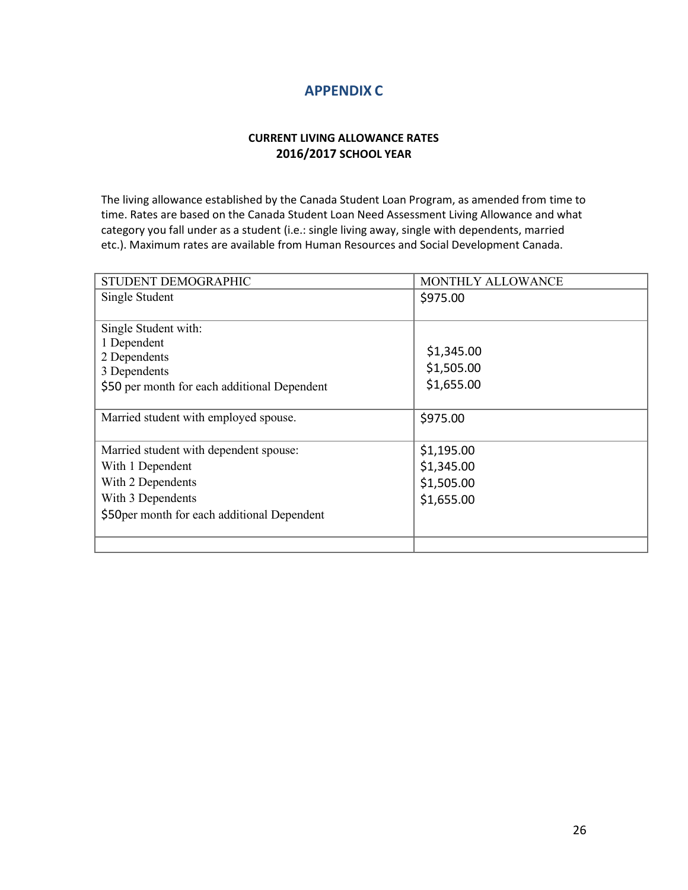# APPENDIX C

**CURRENT LIVING ALLOWANCE RATES**
**2016/2017 SCHOOL YEAR**

The living allowance established by the Canada Student Loan Program, as amended from time to time. Rates are based on the Canada Student Loan Need Assessment Living Allowance and what category you fall under as a student (i.e.: single living away, single with dependents, married etc.). Maximum rates are available from Human Resources and Social Development Canada.

| STUDENT DEMOGRAPHIC | MONTHLY ALLOWANCE |
|---|---|
| Single Student | $975.00 |
| Single Student with:<br>1 Dependent<br>2 Dependents<br>3 Dependents<br>$50 per month for each additional Dependent | <br>$1,345.00<br>$1,505.00<br>$1,655.00 |
| Married student with employed spouse. | $975.00 |
| Married student with dependent spouse:<br>With 1 Dependent<br>With 2 Dependents<br>With 3 Dependents<br>$50per month for each additional Dependent | $1,195.00<br>$1,345.00<br>$1,505.00<br>$1,655.00 |
| | |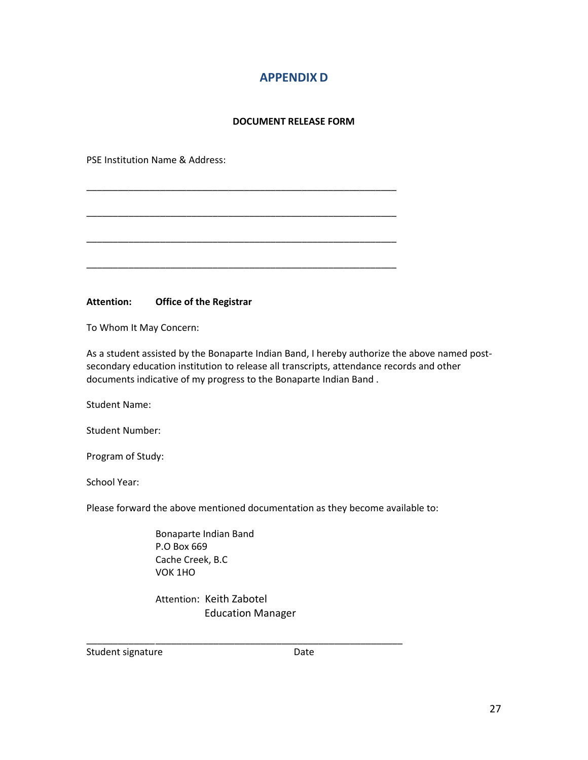# APPENDIX D

**DOCUMENT RELEASE FORM**

PSE Institution Name & Address:

\_\_\_\_\_\_\_\_\_\_\_\_\_\_\_\_\_\_\_\_\_\_\_\_\_\_\_\_\_\_\_\_\_\_\_\_\_\_\_\_\_\_\_\_\_\_\_\_\_\_\_\_\_\_\_\_\_\_\_\_

\_\_\_\_\_\_\_\_\_\_\_\_\_\_\_\_\_\_\_\_\_\_\_\_\_\_\_\_\_\_\_\_\_\_\_\_\_\_\_\_\_\_\_\_\_\_\_\_\_\_\_\_\_\_\_\_\_\_\_\_

\_\_\_\_\_\_\_\_\_\_\_\_\_\_\_\_\_\_\_\_\_\_\_\_\_\_\_\_\_\_\_\_\_\_\_\_\_\_\_\_\_\_\_\_\_\_\_\_\_\_\_\_\_\_\_\_\_\_\_\_

\_\_\_\_\_\_\_\_\_\_\_\_\_\_\_\_\_\_\_\_\_\_\_\_\_\_\_\_\_\_\_\_\_\_\_\_\_\_\_\_\_\_\_\_\_\_\_\_\_\_\_\_\_\_\_\_\_\_\_\_

**Attention: Office of the Registrar**

To Whom It May Concern:

As a student assisted by the Bonaparte Indian Band, I hereby authorize the above named post-secondary education institution to release all transcripts, attendance records and other documents indicative of my progress to the Bonaparte Indian Band .

Student Name:

Student Number:

Program of Study:

School Year:

Please forward the above mentioned documentation as they become available to:

Bonaparte Indian Band
P.O Box 669
Cache Creek, B.C
VOK 1HO

Attention: Keith Zabotel
Education Manager

\_\_\_\_\_\_\_\_\_\_\_\_\_\_\_\_\_\_\_\_\_\_\_\_\_\_\_\_\_\_\_\_\_\_\_\_\_\_\_\_\_\_\_\_\_\_\_\_\_\_\_\_\_\_\_\_\_\_\_\_

Student signature Date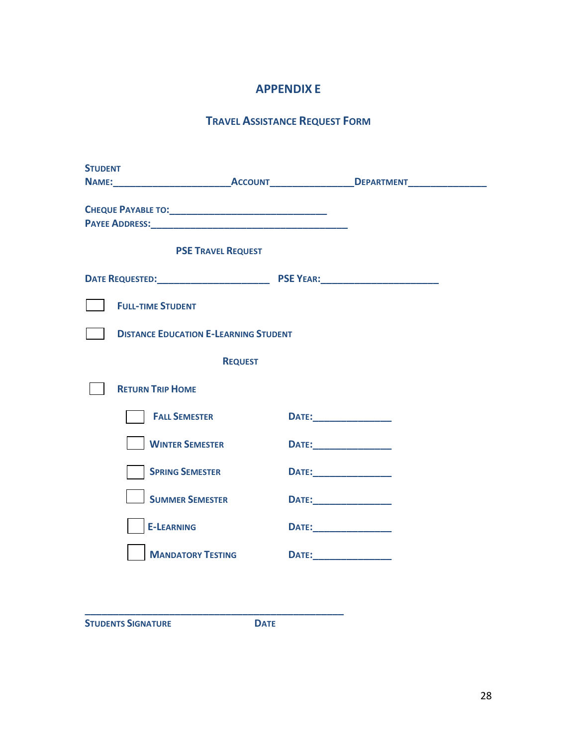# APPENDIX E

## Travel Assistance Request Form

**Student Name:**\_\_\_\_\_\_\_\_\_\_\_\_\_\_\_\_\_\_\_\_\_\_ **Account**\_\_\_\_\_\_\_\_\_\_\_\_\_\_\_\_ **Department**\_\_\_\_\_\_\_\_\_\_\_\_\_\_\_\_

**Cheque Payable to:**\_\_\_\_\_\_\_\_\_\_\_\_\_\_\_\_\_\_\_\_\_\_\_\_\_\_\_\_\_\_
**Payee Address:**\_\_\_\_\_\_\_\_\_\_\_\_\_\_\_\_\_\_\_\_\_\_\_\_\_\_\_\_\_\_\_\_\_\_\_\_\_\_\_\_

### PSE Travel Request

**Date Requested:**\_\_\_\_\_\_\_\_\_\_\_\_\_\_\_\_\_\_\_\_\_\_ **PSE Year:**\_\_\_\_\_\_\_\_\_\_\_\_\_\_\_\_\_\_\_\_\_\_

☐ **Full-time Student**

☐ **Distance Education E-Learning Student**

### Request

☐ **Return Trip Home**

- ☐ **Fall Semester** **Date:**\_\_\_\_\_\_\_\_\_\_\_\_\_\_\_
- ☐ **Winter Semester** **Date:**\_\_\_\_\_\_\_\_\_\_\_\_\_\_\_
- ☐ **Spring Semester** **Date:**\_\_\_\_\_\_\_\_\_\_\_\_\_\_\_
- ☐ **Summer Semester** **Date:**\_\_\_\_\_\_\_\_\_\_\_\_\_\_\_
- ☐ **E-Learning** **Date:**\_\_\_\_\_\_\_\_\_\_\_\_\_\_\_
- ☐ **Mandatory Testing** **Date:**\_\_\_\_\_\_\_\_\_\_\_\_\_\_\_

\_\_\_\_\_\_\_\_\_\_\_\_\_\_\_\_\_\_\_\_\_\_\_\_\_\_\_\_\_\_\_\_\_\_\_\_\_\_\_\_\_\_\_\_\_\_\_\_
**Students Signature** **Date**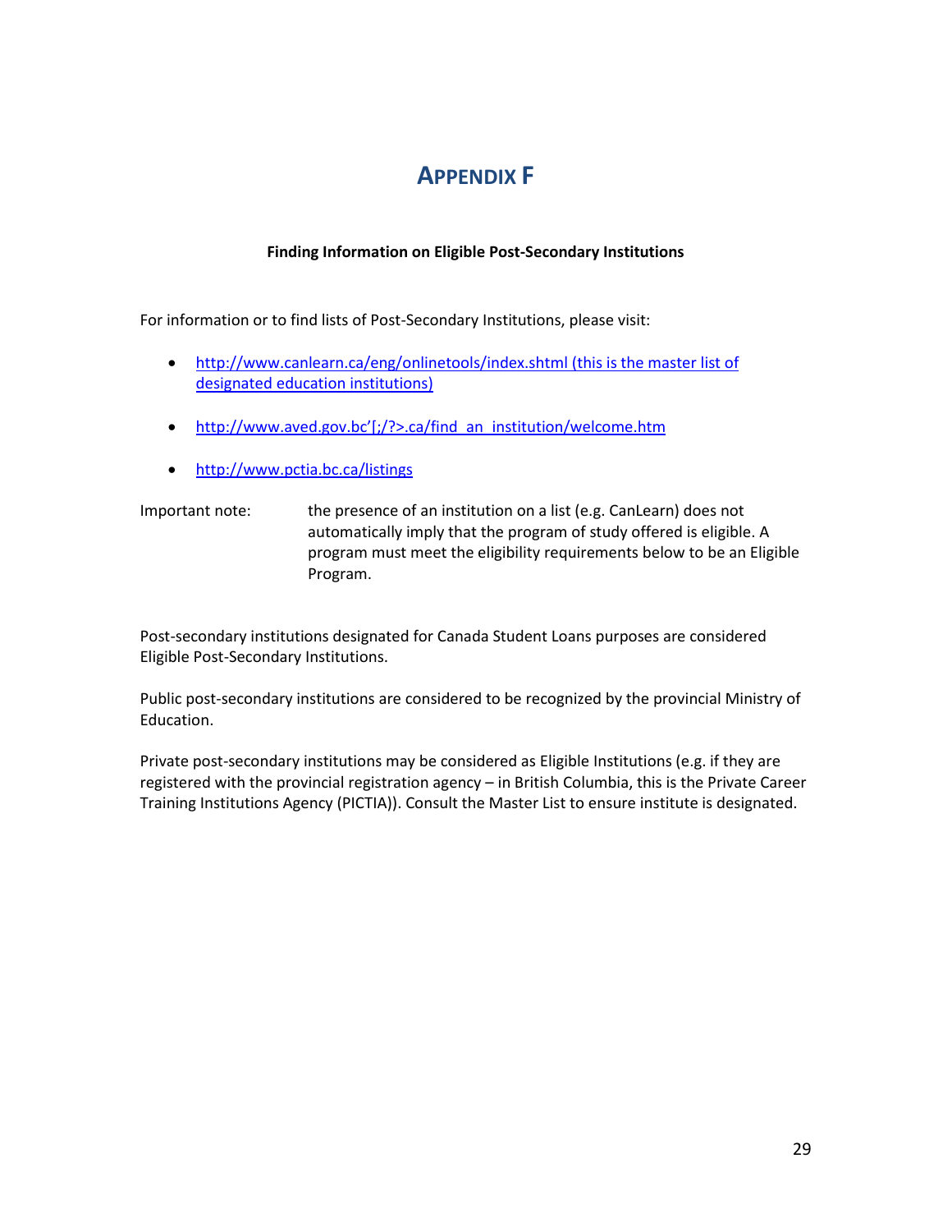# Appendix F

**Finding Information on Eligible Post-Secondary Institutions**

For information or to find lists of Post-Secondary Institutions, please visit:

- http://www.canlearn.ca/eng/onlinetools/index.shtml (this is the master list of designated education institutions)
- http://www.aved.gov.bc'[;/?>.ca/find_an_institution/welcome.htm
- http://www.pctia.bc.ca/listings

Important note: the presence of an institution on a list (e.g. CanLearn) does not automatically imply that the program of study offered is eligible. A program must meet the eligibility requirements below to be an Eligible Program.

Post-secondary institutions designated for Canada Student Loans purposes are considered Eligible Post-Secondary Institutions.

Public post-secondary institutions are considered to be recognized by the provincial Ministry of Education.

Private post-secondary institutions may be considered as Eligible Institutions (e.g. if they are registered with the provincial registration agency – in British Columbia, this is the Private Career Training Institutions Agency (PICTIA)). Consult the Master List to ensure institute is designated.